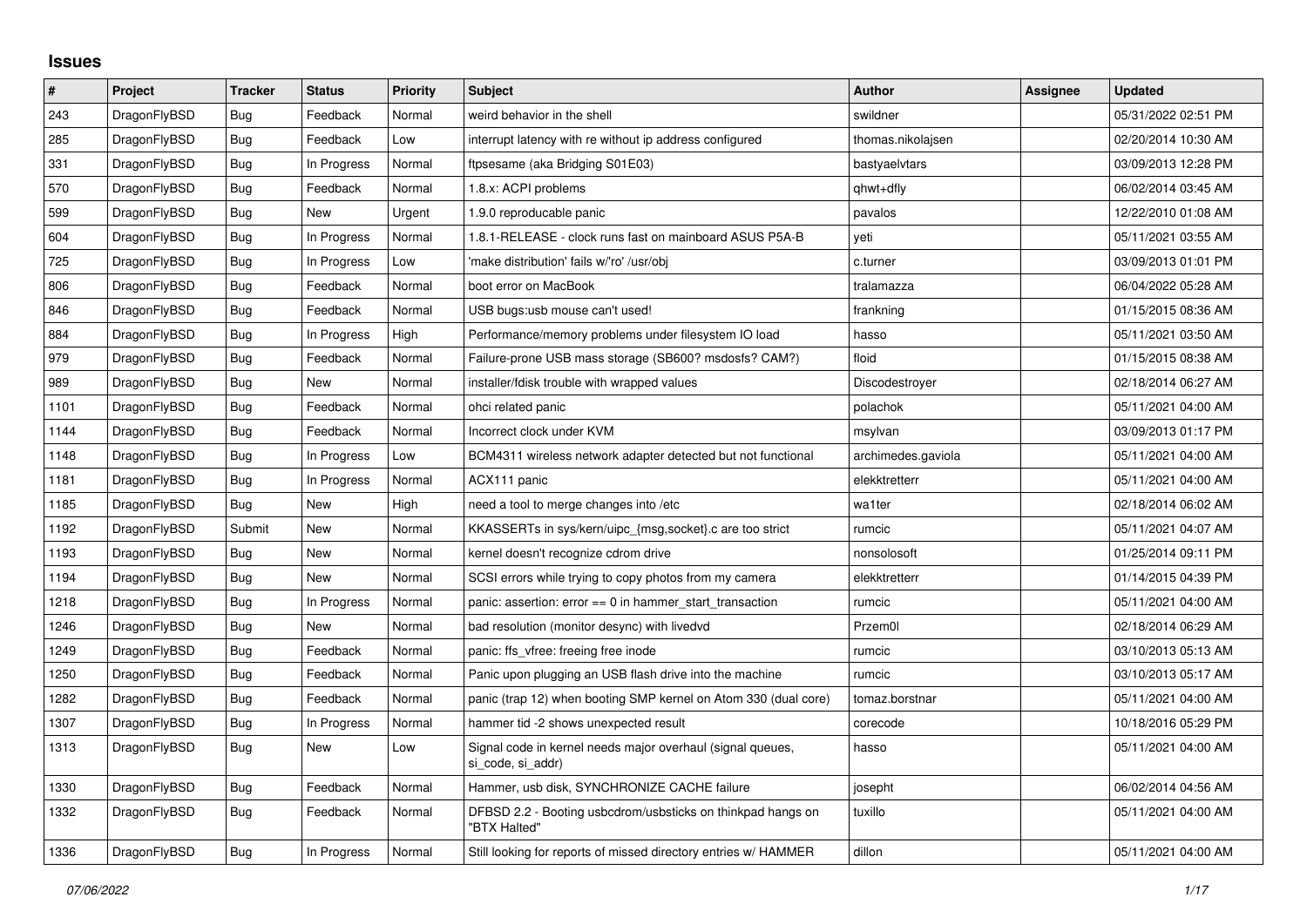# Issues

| # | Project | Tracker | Status | Priority | Subject | Author | Assignee | Updated |
|---|---|---|---|---|---|---|---|---|
| 243 | DragonFlyBSD | Bug | Feedback | Normal | weird behavior in the shell | swildner | | 05/31/2022 02:51 PM |
| 285 | DragonFlyBSD | Bug | Feedback | Low | interrupt latency with re without ip address configured | thomas.nikolajsen | | 02/20/2014 10:30 AM |
| 331 | DragonFlyBSD | Bug | In Progress | Normal | ftpsesame (aka Bridging S01E03) | bastyaelvtars | | 03/09/2013 12:28 PM |
| 570 | DragonFlyBSD | Bug | Feedback | Normal | 1.8.x: ACPI problems | qhwt+dfly | | 06/02/2014 03:45 AM |
| 599 | DragonFlyBSD | Bug | New | Urgent | 1.9.0 reproducable panic | pavalos | | 12/22/2010 01:08 AM |
| 604 | DragonFlyBSD | Bug | In Progress | Normal | 1.8.1-RELEASE - clock runs fast on mainboard ASUS P5A-B | yeti | | 05/11/2021 03:55 AM |
| 725 | DragonFlyBSD | Bug | In Progress | Low | 'make distribution' fails w/'ro' /usr/obj | c.turner | | 03/09/2013 01:01 PM |
| 806 | DragonFlyBSD | Bug | Feedback | Normal | boot error on MacBook | tralamazza | | 06/04/2022 05:28 AM |
| 846 | DragonFlyBSD | Bug | Feedback | Normal | USB bugs:usb mouse can't used! | frankning | | 01/15/2015 08:36 AM |
| 884 | DragonFlyBSD | Bug | In Progress | High | Performance/memory problems under filesystem IO load | hasso | | 05/11/2021 03:50 AM |
| 979 | DragonFlyBSD | Bug | Feedback | Normal | Failure-prone USB mass storage (SB600? msdosfs? CAM?) | floid | | 01/15/2015 08:38 AM |
| 989 | DragonFlyBSD | Bug | New | Normal | installer/fdisk trouble with wrapped values | Discodestroyer | | 02/18/2014 06:27 AM |
| 1101 | DragonFlyBSD | Bug | Feedback | Normal | ohci related panic | polachok | | 05/11/2021 04:00 AM |
| 1144 | DragonFlyBSD | Bug | Feedback | Normal | Incorrect clock under KVM | msylvan | | 03/09/2013 01:17 PM |
| 1148 | DragonFlyBSD | Bug | In Progress | Low | BCM4311 wireless network adapter detected but not functional | archimedes.gaviola | | 05/11/2021 04:00 AM |
| 1181 | DragonFlyBSD | Bug | In Progress | Normal | ACX111 panic | elekktretterr | | 05/11/2021 04:00 AM |
| 1185 | DragonFlyBSD | Bug | New | High | need a tool to merge changes into /etc | wa1ter | | 02/18/2014 06:02 AM |
| 1192 | DragonFlyBSD | Submit | New | Normal | KKASSERTs in sys/kern/uipc_{msg,socket}.c are too strict | rumcic | | 05/11/2021 04:07 AM |
| 1193 | DragonFlyBSD | Bug | New | Normal | kernel doesn't recognize cdrom drive | nonsolosoft | | 01/25/2014 09:11 PM |
| 1194 | DragonFlyBSD | Bug | New | Normal | SCSI errors while trying to copy photos from my camera | elekktretterr | | 01/14/2015 04:39 PM |
| 1218 | DragonFlyBSD | Bug | In Progress | Normal | panic: assertion: error == 0 in hammer_start_transaction | rumcic | | 05/11/2021 04:00 AM |
| 1246 | DragonFlyBSD | Bug | New | Normal | bad resolution (monitor desync) with livedvd | Przem0l | | 02/18/2014 06:29 AM |
| 1249 | DragonFlyBSD | Bug | Feedback | Normal | panic: ffs_vfree: freeing free inode | rumcic | | 03/10/2013 05:13 AM |
| 1250 | DragonFlyBSD | Bug | Feedback | Normal | Panic upon plugging an USB flash drive into the machine | rumcic | | 03/10/2013 05:17 AM |
| 1282 | DragonFlyBSD | Bug | Feedback | Normal | panic (trap 12) when booting SMP kernel on Atom 330 (dual core) | tomaz.borstnar | | 05/11/2021 04:00 AM |
| 1307 | DragonFlyBSD | Bug | In Progress | Normal | hammer tid -2 shows unexpected result | corecode | | 10/18/2016 05:29 PM |
| 1313 | DragonFlyBSD | Bug | New | Low | Signal code in kernel needs major overhaul (signal queues, si_code, si_addr) | hasso | | 05/11/2021 04:00 AM |
| 1330 | DragonFlyBSD | Bug | Feedback | Normal | Hammer, usb disk, SYNCHRONIZE CACHE failure | josepht | | 06/02/2014 04:56 AM |
| 1332 | DragonFlyBSD | Bug | Feedback | Normal | DFBSD 2.2 - Booting usbcdrom/usbsticks on thinkpad hangs on "BTX Halted" | tuxillo | | 05/11/2021 04:00 AM |
| 1336 | DragonFlyBSD | Bug | In Progress | Normal | Still looking for reports of missed directory entries w/ HAMMER | dillon | | 05/11/2021 04:00 AM |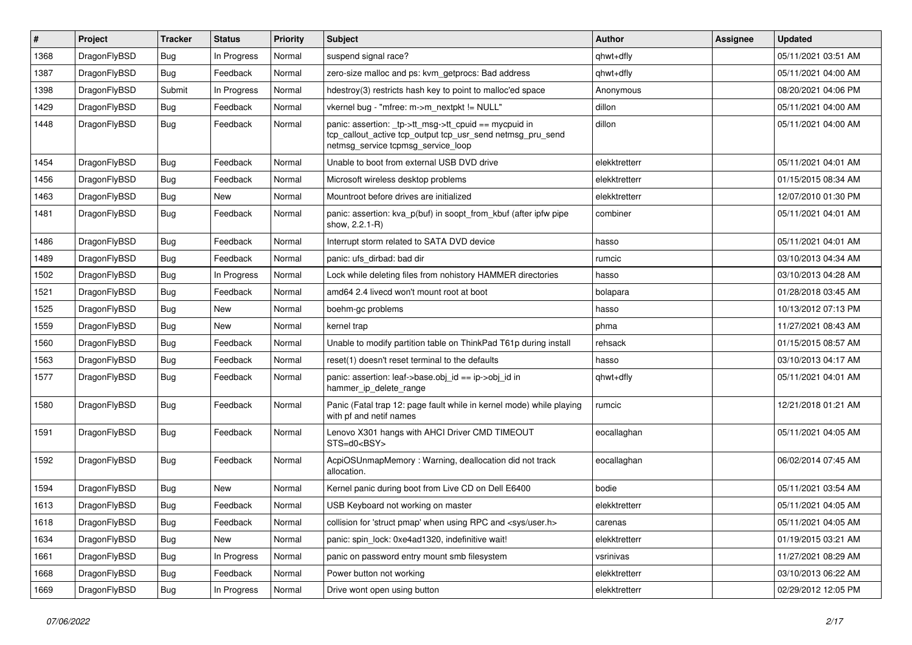| # | Project | Tracker | Status | Priority | Subject | Author | Assignee | Updated |
|---|---|---|---|---|---|---|---|---|
| 1368 | DragonFlyBSD | Bug | In Progress | Normal | suspend signal race? | qhwt+dfly | | 05/11/2021 03:51 AM |
| 1387 | DragonFlyBSD | Bug | Feedback | Normal | zero-size malloc and ps: kvm_getprocs: Bad address | qhwt+dfly | | 05/11/2021 04:00 AM |
| 1398 | DragonFlyBSD | Submit | In Progress | Normal | hdestroy(3) restricts hash key to point to malloc'ed space | Anonymous | | 08/20/2021 04:06 PM |
| 1429 | DragonFlyBSD | Bug | Feedback | Normal | vkernel bug - "mfree: m->m_nextpkt != NULL" | dillon | | 05/11/2021 04:00 AM |
| 1448 | DragonFlyBSD | Bug | Feedback | Normal | panic: assertion: _tp->tt_msg->tt_cpuid == mycpuid in tcp_callout_active tcp_output tcp_usr_send netmsg_pru_send netmsg_service tcpmsg_service_loop | dillon | | 05/11/2021 04:00 AM |
| 1454 | DragonFlyBSD | Bug | Feedback | Normal | Unable to boot from external USB DVD drive | elekktretterr | | 05/11/2021 04:01 AM |
| 1456 | DragonFlyBSD | Bug | Feedback | Normal | Microsoft wireless desktop problems | elekktretterr | | 01/15/2015 08:34 AM |
| 1463 | DragonFlyBSD | Bug | New | Normal | Mountroot before drives are initialized | elekktretterr | | 12/07/2010 01:30 PM |
| 1481 | DragonFlyBSD | Bug | Feedback | Normal | panic: assertion: kva_p(buf) in soopt_from_kbuf (after ipfw pipe show, 2.2.1-R) | combiner | | 05/11/2021 04:01 AM |
| 1486 | DragonFlyBSD | Bug | Feedback | Normal | Interrupt storm related to SATA DVD device | hasso | | 05/11/2021 04:01 AM |
| 1489 | DragonFlyBSD | Bug | Feedback | Normal | panic: ufs_dirbad: bad dir | rumcic | | 03/10/2013 04:34 AM |
| 1502 | DragonFlyBSD | Bug | In Progress | Normal | Lock while deleting files from nohistory HAMMER directories | hasso | | 03/10/2013 04:28 AM |
| 1521 | DragonFlyBSD | Bug | Feedback | Normal | amd64 2.4 livecd won't mount root at boot | bolapara | | 01/28/2018 03:45 AM |
| 1525 | DragonFlyBSD | Bug | New | Normal | boehm-gc problems | hasso | | 10/13/2012 07:13 PM |
| 1559 | DragonFlyBSD | Bug | New | Normal | kernel trap | phma | | 11/27/2021 08:43 AM |
| 1560 | DragonFlyBSD | Bug | Feedback | Normal | Unable to modify partition table on ThinkPad T61p during install | rehsack | | 01/15/2015 08:57 AM |
| 1563 | DragonFlyBSD | Bug | Feedback | Normal | reset(1) doesn't reset terminal to the defaults | hasso | | 03/10/2013 04:17 AM |
| 1577 | DragonFlyBSD | Bug | Feedback | Normal | panic: assertion: leaf->base.obj_id == ip->obj_id in hammer_ip_delete_range | qhwt+dfly | | 05/11/2021 04:01 AM |
| 1580 | DragonFlyBSD | Bug | Feedback | Normal | Panic (Fatal trap 12: page fault while in kernel mode) while playing with pf and netif names | rumcic | | 12/21/2018 01:21 AM |
| 1591 | DragonFlyBSD | Bug | Feedback | Normal | Lenovo X301 hangs with AHCI Driver CMD TIMEOUT STS=d0<BSY> | eocallaghan | | 05/11/2021 04:05 AM |
| 1592 | DragonFlyBSD | Bug | Feedback | Normal | AcpiOSUnmapMemory : Warning, deallocation did not track allocation. | eocallaghan | | 06/02/2014 07:45 AM |
| 1594 | DragonFlyBSD | Bug | New | Normal | Kernel panic during boot from Live CD on Dell E6400 | bodie | | 05/11/2021 03:54 AM |
| 1613 | DragonFlyBSD | Bug | Feedback | Normal | USB Keyboard not working on master | elekktretterr | | 05/11/2021 04:05 AM |
| 1618 | DragonFlyBSD | Bug | Feedback | Normal | collision for 'struct pmap' when using RPC and <sys/user.h> | carenas | | 05/11/2021 04:05 AM |
| 1634 | DragonFlyBSD | Bug | New | Normal | panic: spin_lock: 0xe4ad1320, indefinitive wait! | elekktretterr | | 01/19/2015 03:21 AM |
| 1661 | DragonFlyBSD | Bug | In Progress | Normal | panic on password entry mount smb filesystem | vsrinivas | | 11/27/2021 08:29 AM |
| 1668 | DragonFlyBSD | Bug | Feedback | Normal | Power button not working | elekktretterr | | 03/10/2013 06:22 AM |
| 1669 | DragonFlyBSD | Bug | In Progress | Normal | Drive wont open using button | elekktretterr | | 02/29/2012 12:05 PM |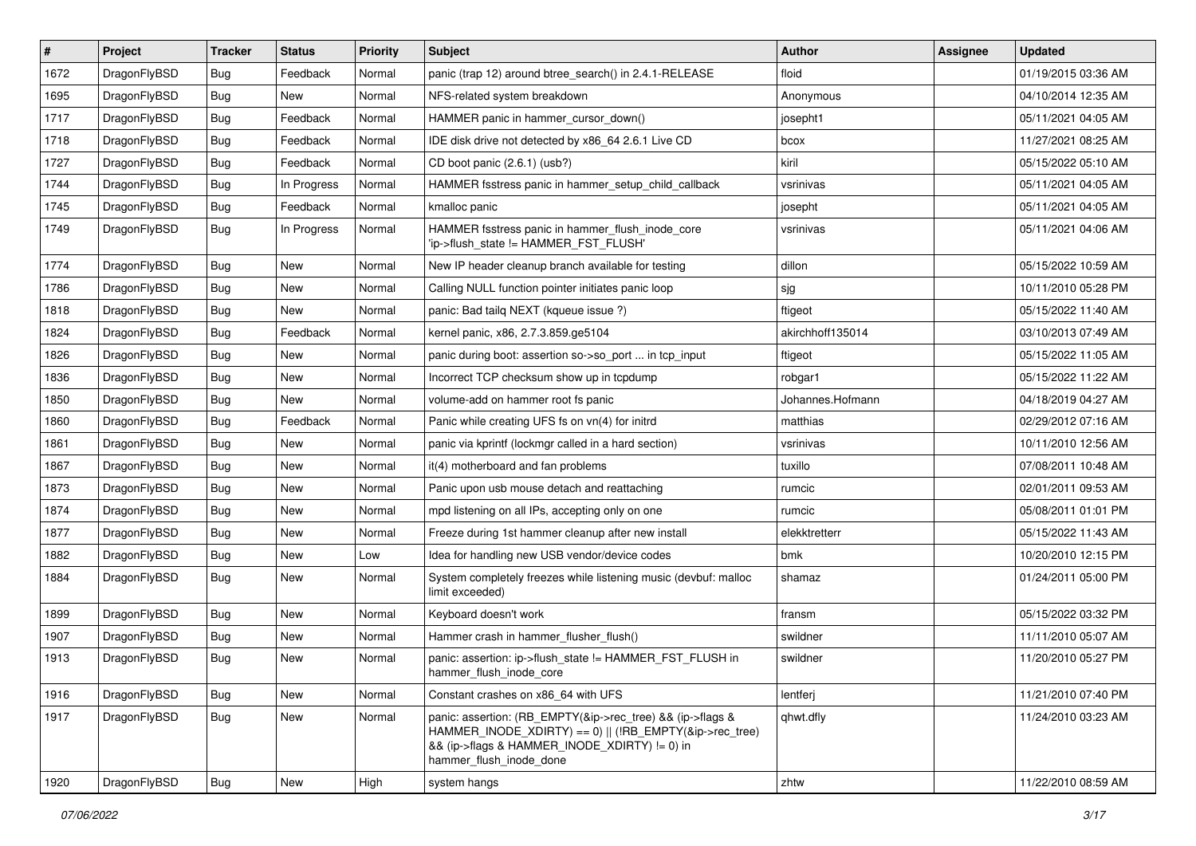| # | Project | Tracker | Status | Priority | Subject | Author | Assignee | Updated |
|---|---|---|---|---|---|---|---|---|
| 1672 | DragonFlyBSD | Bug | Feedback | Normal | panic (trap 12) around btree_search() in 2.4.1-RELEASE | floid | | 01/19/2015 03:36 AM |
| 1695 | DragonFlyBSD | Bug | New | Normal | NFS-related system breakdown | Anonymous | | 04/10/2014 12:35 AM |
| 1717 | DragonFlyBSD | Bug | Feedback | Normal | HAMMER panic in hammer_cursor_down() | josepht1 | | 05/11/2021 04:05 AM |
| 1718 | DragonFlyBSD | Bug | Feedback | Normal | IDE disk drive not detected by x86_64 2.6.1 Live CD | bcox | | 11/27/2021 08:25 AM |
| 1727 | DragonFlyBSD | Bug | Feedback | Normal | CD boot panic (2.6.1) (usb?) | kiril | | 05/15/2022 05:10 AM |
| 1744 | DragonFlyBSD | Bug | In Progress | Normal | HAMMER fsstress panic in hammer_setup_child_callback | vsrinivas | | 05/11/2021 04:05 AM |
| 1745 | DragonFlyBSD | Bug | Feedback | Normal | kmalloc panic | josepht | | 05/11/2021 04:05 AM |
| 1749 | DragonFlyBSD | Bug | In Progress | Normal | HAMMER fsstress panic in hammer_flush_inode_core 'ip->flush_state != HAMMER_FST_FLUSH' | vsrinivas | | 05/11/2021 04:06 AM |
| 1774 | DragonFlyBSD | Bug | New | Normal | New IP header cleanup branch available for testing | dillon | | 05/15/2022 10:59 AM |
| 1786 | DragonFlyBSD | Bug | New | Normal | Calling NULL function pointer initiates panic loop | sjg | | 10/11/2010 05:28 PM |
| 1818 | DragonFlyBSD | Bug | New | Normal | panic: Bad tailq NEXT (kqueue issue ?) | ftigeot | | 05/15/2022 11:40 AM |
| 1824 | DragonFlyBSD | Bug | Feedback | Normal | kernel panic, x86, 2.7.3.859.ge5104 | akirchhoff135014 | | 03/10/2013 07:49 AM |
| 1826 | DragonFlyBSD | Bug | New | Normal | panic during boot: assertion so->so_port ... in tcp_input | ftigeot | | 05/15/2022 11:05 AM |
| 1836 | DragonFlyBSD | Bug | New | Normal | Incorrect TCP checksum show up in tcpdump | robgar1 | | 05/15/2022 11:22 AM |
| 1850 | DragonFlyBSD | Bug | New | Normal | volume-add on hammer root fs panic | Johannes.Hofmann | | 04/18/2019 04:27 AM |
| 1860 | DragonFlyBSD | Bug | Feedback | Normal | Panic while creating UFS fs on vn(4) for initrd | matthias | | 02/29/2012 07:16 AM |
| 1861 | DragonFlyBSD | Bug | New | Normal | panic via kprintf (lockmgr called in a hard section) | vsrinivas | | 10/11/2010 12:56 AM |
| 1867 | DragonFlyBSD | Bug | New | Normal | it(4) motherboard and fan problems | tuxillo | | 07/08/2011 10:48 AM |
| 1873 | DragonFlyBSD | Bug | New | Normal | Panic upon usb mouse detach and reattaching | rumcic | | 02/01/2011 09:53 AM |
| 1874 | DragonFlyBSD | Bug | New | Normal | mpd listening on all IPs, accepting only on one | rumcic | | 05/08/2011 01:01 PM |
| 1877 | DragonFlyBSD | Bug | New | Normal | Freeze during 1st hammer cleanup after new install | elekktretterr | | 05/15/2022 11:43 AM |
| 1882 | DragonFlyBSD | Bug | New | Low | Idea for handling new USB vendor/device codes | bmk | | 10/20/2010 12:15 PM |
| 1884 | DragonFlyBSD | Bug | New | Normal | System completely freezes while listening music (devbuf: malloc limit exceeded) | shamaz | | 01/24/2011 05:00 PM |
| 1899 | DragonFlyBSD | Bug | New | Normal | Keyboard doesn't work | fransm | | 05/15/2022 03:32 PM |
| 1907 | DragonFlyBSD | Bug | New | Normal | Hammer crash in hammer_flusher_flush() | swildner | | 11/11/2010 05:07 AM |
| 1913 | DragonFlyBSD | Bug | New | Normal | panic: assertion: ip->flush_state != HAMMER_FST_FLUSH in hammer_flush_inode_core | swildner | | 11/20/2010 05:27 PM |
| 1916 | DragonFlyBSD | Bug | New | Normal | Constant crashes on x86_64 with UFS | lentferj | | 11/21/2010 07:40 PM |
| 1917 | DragonFlyBSD | Bug | New | Normal | panic: assertion: (RB_EMPTY(&ip->rec_tree) && (ip->flags & HAMMER_INODE_XDIRTY) == 0) \|\| (!RB_EMPTY(&ip->rec_tree) && (ip->flags & HAMMER_INODE_XDIRTY) != 0) in hammer_flush_inode_done | qhwt.dfly | | 11/24/2010 03:23 AM |
| 1920 | DragonFlyBSD | Bug | New | High | system hangs | zhtw | | 11/22/2010 08:59 AM |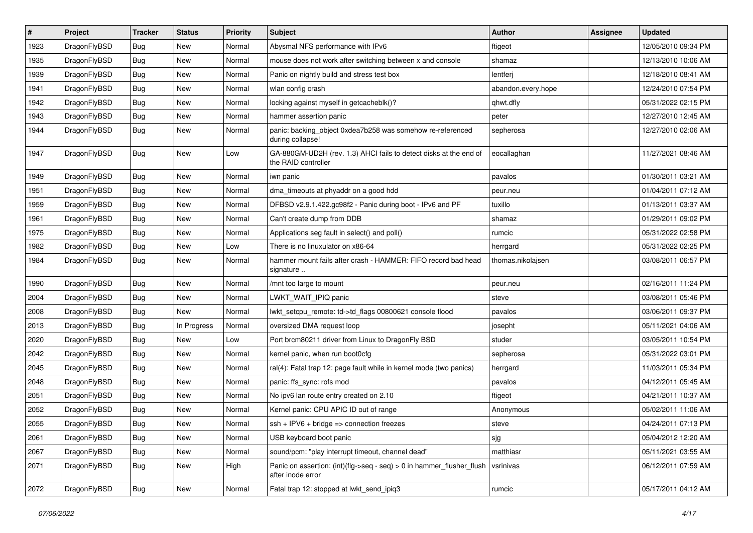| # | Project | Tracker | Status | Priority | Subject | Author | Assignee | Updated |
|---|---|---|---|---|---|---|---|---|
| 1923 | DragonFlyBSD | Bug | New | Normal | Abysmal NFS performance with IPv6 | ftigeot | | 12/05/2010 09:34 PM |
| 1935 | DragonFlyBSD | Bug | New | Normal | mouse does not work after switching between x and console | shamaz | | 12/13/2010 10:06 AM |
| 1939 | DragonFlyBSD | Bug | New | Normal | Panic on nightly build and stress test box | lentferj | | 12/18/2010 08:41 AM |
| 1941 | DragonFlyBSD | Bug | New | Normal | wlan config crash | abandon.every.hope | | 12/24/2010 07:54 PM |
| 1942 | DragonFlyBSD | Bug | New | Normal | locking against myself in getcacheblk()? | qhwt.dfly | | 05/31/2022 02:15 PM |
| 1943 | DragonFlyBSD | Bug | New | Normal | hammer assertion panic | peter | | 12/27/2010 12:45 AM |
| 1944 | DragonFlyBSD | Bug | New | Normal | panic: backing_object 0xdea7b258 was somehow re-referenced during collapse! | sepherosa | | 12/27/2010 02:06 AM |
| 1947 | DragonFlyBSD | Bug | New | Low | GA-880GM-UD2H (rev. 1.3) AHCI fails to detect disks at the end of the RAID controller | eocallaghan | | 11/27/2021 08:46 AM |
| 1949 | DragonFlyBSD | Bug | New | Normal | iwn panic | pavalos | | 01/30/2011 03:21 AM |
| 1951 | DragonFlyBSD | Bug | New | Normal | dma_timeouts at phyaddr on a good hdd | peur.neu | | 01/04/2011 07:12 AM |
| 1959 | DragonFlyBSD | Bug | New | Normal | DFBSD v2.9.1.422.gc98f2 - Panic during boot - IPv6 and PF | tuxillo | | 01/13/2011 03:37 AM |
| 1961 | DragonFlyBSD | Bug | New | Normal | Can't create dump from DDB | shamaz | | 01/29/2011 09:02 PM |
| 1975 | DragonFlyBSD | Bug | New | Normal | Applications seg fault in select() and poll() | rumcic | | 05/31/2022 02:58 PM |
| 1982 | DragonFlyBSD | Bug | New | Low | There is no linuxulator on x86-64 | herrgard | | 05/31/2022 02:25 PM |
| 1984 | DragonFlyBSD | Bug | New | Normal | hammer mount fails after crash - HAMMER: FIFO record bad head signature .. | thomas.nikolajsen | | 03/08/2011 06:57 PM |
| 1990 | DragonFlyBSD | Bug | New | Normal | /mnt too large to mount | peur.neu | | 02/16/2011 11:24 PM |
| 2004 | DragonFlyBSD | Bug | New | Normal | LWKT_WAIT_IPIQ panic | steve | | 03/08/2011 05:46 PM |
| 2008 | DragonFlyBSD | Bug | New | Normal | lwkt_setcpu_remote: td->td_flags 00800621 console flood | pavalos | | 03/06/2011 09:37 PM |
| 2013 | DragonFlyBSD | Bug | In Progress | Normal | oversized DMA request loop | josepht | | 05/11/2021 04:06 AM |
| 2020 | DragonFlyBSD | Bug | New | Low | Port brcm80211 driver from Linux to DragonFly BSD | studer | | 03/05/2011 10:54 PM |
| 2042 | DragonFlyBSD | Bug | New | Normal | kernel panic, when run boot0cfg | sepherosa | | 05/31/2022 03:01 PM |
| 2045 | DragonFlyBSD | Bug | New | Normal | ral(4): Fatal trap 12: page fault while in kernel mode (two panics) | herrgard | | 11/03/2011 05:34 PM |
| 2048 | DragonFlyBSD | Bug | New | Normal | panic: ffs_sync: rofs mod | pavalos | | 04/12/2011 05:45 AM |
| 2051 | DragonFlyBSD | Bug | New | Normal | No ipv6 lan route entry created on 2.10 | ftigeot | | 04/21/2011 10:37 AM |
| 2052 | DragonFlyBSD | Bug | New | Normal | Kernel panic: CPU APIC ID out of range | Anonymous | | 05/02/2011 11:06 AM |
| 2055 | DragonFlyBSD | Bug | New | Normal | ssh + IPV6 + bridge => connection freezes | steve | | 04/24/2011 07:13 PM |
| 2061 | DragonFlyBSD | Bug | New | Normal | USB keyboard boot panic | sjg | | 05/04/2012 12:20 AM |
| 2067 | DragonFlyBSD | Bug | New | Normal | sound/pcm: "play interrupt timeout, channel dead" | matthiasr | | 05/11/2021 03:55 AM |
| 2071 | DragonFlyBSD | Bug | New | High | Panic on assertion: (int)(flg->seq - seq) > 0 in hammer_flusher_flush after inode error | vsrinivas | | 06/12/2011 07:59 AM |
| 2072 | DragonFlyBSD | Bug | New | Normal | Fatal trap 12: stopped at lwkt_send_ipiq3 | rumcic | | 05/17/2011 04:12 AM |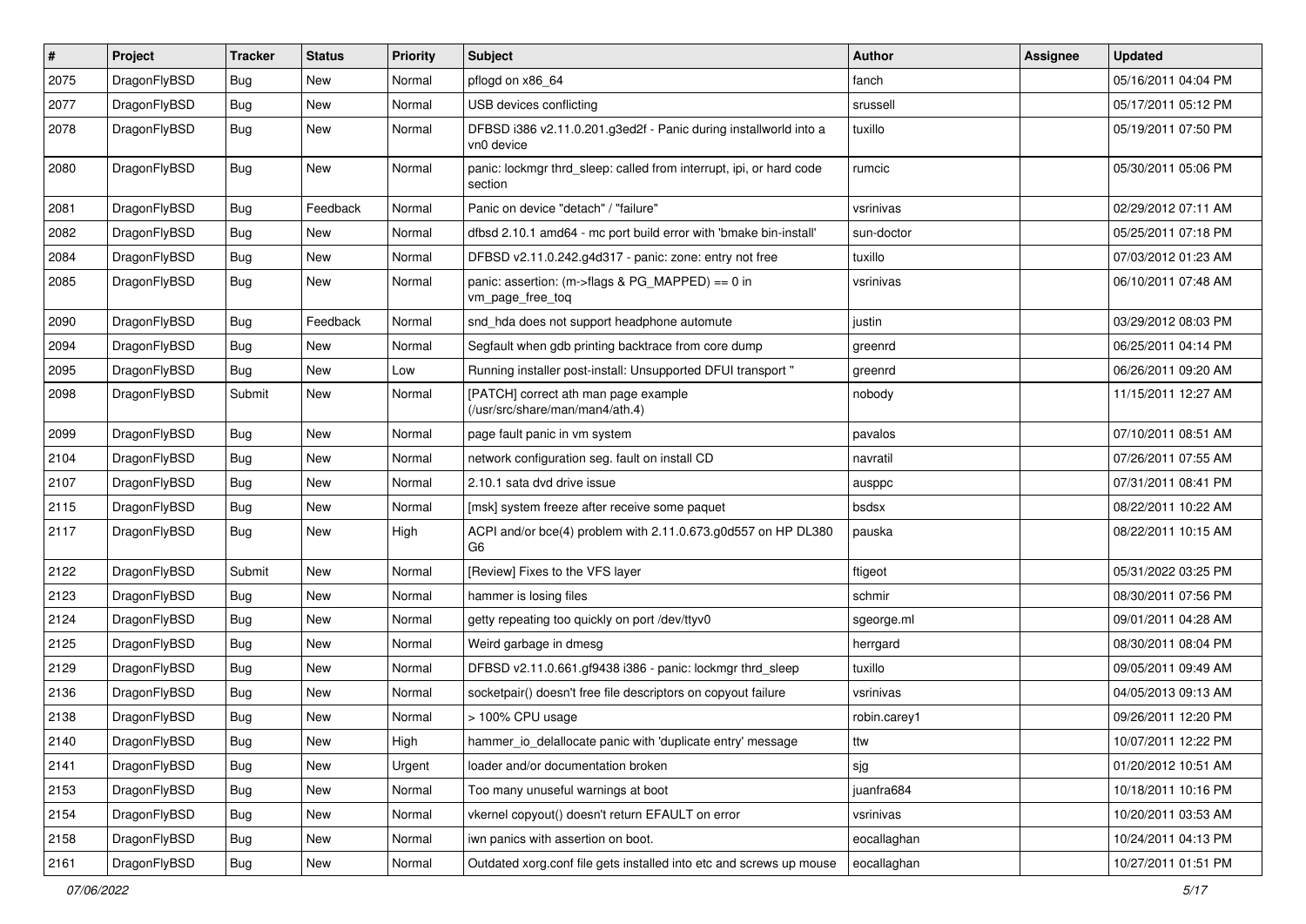| # | Project | Tracker | Status | Priority | Subject | Author | Assignee | Updated |
|---|---|---|---|---|---|---|---|---|
| 2075 | DragonFlyBSD | Bug | New | Normal | pflogd on x86_64 | fanch | | 05/16/2011 04:04 PM |
| 2077 | DragonFlyBSD | Bug | New | Normal | USB devices conflicting | srussell | | 05/17/2011 05:12 PM |
| 2078 | DragonFlyBSD | Bug | New | Normal | DFBSD i386 v2.11.0.201.g3ed2f - Panic during installworld into a vn0 device | tuxillo | | 05/19/2011 07:50 PM |
| 2080 | DragonFlyBSD | Bug | New | Normal | panic: lockmgr thrd_sleep: called from interrupt, ipi, or hard code section | rumcic | | 05/30/2011 05:06 PM |
| 2081 | DragonFlyBSD | Bug | Feedback | Normal | Panic on device "detach" / "failure" | vsrinivas | | 02/29/2012 07:11 AM |
| 2082 | DragonFlyBSD | Bug | New | Normal | dfbsd 2.10.1 amd64 - mc port build error with 'bmake bin-install' | sun-doctor | | 05/25/2011 07:18 PM |
| 2084 | DragonFlyBSD | Bug | New | Normal | DFBSD v2.11.0.242.g4d317 - panic: zone: entry not free | tuxillo | | 07/03/2012 01:23 AM |
| 2085 | DragonFlyBSD | Bug | New | Normal | panic: assertion: (m->flags & PG_MAPPED) == 0 in vm_page_free_toq | vsrinivas | | 06/10/2011 07:48 AM |
| 2090 | DragonFlyBSD | Bug | Feedback | Normal | snd_hda does not support headphone automute | justin | | 03/29/2012 08:03 PM |
| 2094 | DragonFlyBSD | Bug | New | Normal | Segfault when gdb printing backtrace from core dump | greenrd | | 06/25/2011 04:14 PM |
| 2095 | DragonFlyBSD | Bug | New | Low | Running installer post-install: Unsupported DFUI transport " | greenrd | | 06/26/2011 09:20 AM |
| 2098 | DragonFlyBSD | Submit | New | Normal | [PATCH] correct ath man page example (/usr/src/share/man/man4/ath.4) | nobody | | 11/15/2011 12:27 AM |
| 2099 | DragonFlyBSD | Bug | New | Normal | page fault panic in vm system | pavalos | | 07/10/2011 08:51 AM |
| 2104 | DragonFlyBSD | Bug | New | Normal | network configuration seg. fault on install CD | navratil | | 07/26/2011 07:55 AM |
| 2107 | DragonFlyBSD | Bug | New | Normal | 2.10.1 sata dvd drive issue | ausppc | | 07/31/2011 08:41 PM |
| 2115 | DragonFlyBSD | Bug | New | Normal | [msk] system freeze after receive some paquet | bsdsx | | 08/22/2011 10:22 AM |
| 2117 | DragonFlyBSD | Bug | New | High | ACPI and/or bce(4) problem with 2.11.0.673.g0d557 on HP DL380 G6 | pauska | | 08/22/2011 10:15 AM |
| 2122 | DragonFlyBSD | Submit | New | Normal | [Review] Fixes to the VFS layer | ftigeot | | 05/31/2022 03:25 PM |
| 2123 | DragonFlyBSD | Bug | New | Normal | hammer is losing files | schmir | | 08/30/2011 07:56 PM |
| 2124 | DragonFlyBSD | Bug | New | Normal | getty repeating too quickly on port /dev/ttyv0 | sgeorge.ml | | 09/01/2011 04:28 AM |
| 2125 | DragonFlyBSD | Bug | New | Normal | Weird garbage in dmesg | herrgard | | 08/30/2011 08:04 PM |
| 2129 | DragonFlyBSD | Bug | New | Normal | DFBSD v2.11.0.661.gf9438 i386 - panic: lockmgr thrd_sleep | tuxillo | | 09/05/2011 09:49 AM |
| 2136 | DragonFlyBSD | Bug | New | Normal | socketpair() doesn't free file descriptors on copyout failure | vsrinivas | | 04/05/2013 09:13 AM |
| 2138 | DragonFlyBSD | Bug | New | Normal | > 100% CPU usage | robin.carey1 | | 09/26/2011 12:20 PM |
| 2140 | DragonFlyBSD | Bug | New | High | hammer_io_delallocate panic with 'duplicate entry' message | ttw | | 10/07/2011 12:22 PM |
| 2141 | DragonFlyBSD | Bug | New | Urgent | loader and/or documentation broken | sjg | | 01/20/2012 10:51 AM |
| 2153 | DragonFlyBSD | Bug | New | Normal | Too many unuseful warnings at boot | juanfra684 | | 10/18/2011 10:16 PM |
| 2154 | DragonFlyBSD | Bug | New | Normal | vkernel copyout() doesn't return EFAULT on error | vsrinivas | | 10/20/2011 03:53 AM |
| 2158 | DragonFlyBSD | Bug | New | Normal | iwn panics with assertion on boot. | eocallaghan | | 10/24/2011 04:13 PM |
| 2161 | DragonFlyBSD | Bug | New | Normal | Outdated xorg.conf file gets installed into etc and screws up mouse | eocallaghan | | 10/27/2011 01:51 PM |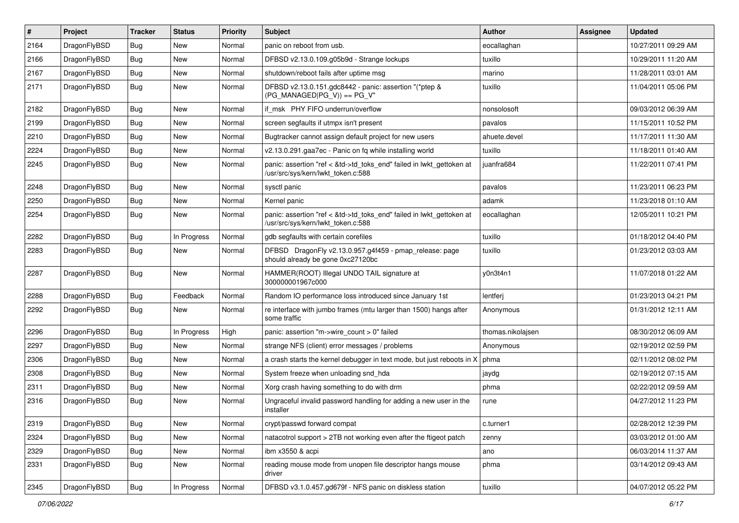| # | Project | Tracker | Status | Priority | Subject | Author | Assignee | Updated |
|---|---|---|---|---|---|---|---|---|
| 2164 | DragonFlyBSD | Bug | New | Normal | panic on reboot from usb. | eocallaghan | | 10/27/2011 09:29 AM |
| 2166 | DragonFlyBSD | Bug | New | Normal | DFBSD v2.13.0.109.g05b9d - Strange lockups | tuxillo | | 10/29/2011 11:20 AM |
| 2167 | DragonFlyBSD | Bug | New | Normal | shutdown/reboot fails after uptime msg | marino | | 11/28/2011 03:01 AM |
| 2171 | DragonFlyBSD | Bug | New | Normal | DFBSD v2.13.0.151.gdc8442 - panic: assertion "(*ptep & (PG_MANAGED\|PG_V)) == PG_V" | tuxillo | | 11/04/2011 05:06 PM |
| 2182 | DragonFlyBSD | Bug | New | Normal | if_msk PHY FIFO underrun/overflow | nonsolosoft | | 09/03/2012 06:39 AM |
| 2199 | DragonFlyBSD | Bug | New | Normal | screen segfaults if utmpx isn't present | pavalos | | 11/15/2011 10:52 PM |
| 2210 | DragonFlyBSD | Bug | New | Normal | Bugtracker cannot assign default project for new users | ahuete.devel | | 11/17/2011 11:30 AM |
| 2224 | DragonFlyBSD | Bug | New | Normal | v2.13.0.291.gaa7ec - Panic on fq while installing world | tuxillo | | 11/18/2011 01:40 AM |
| 2245 | DragonFlyBSD | Bug | New | Normal | panic: assertion "ref < &td->td_toks_end" failed in lwkt_gettoken at /usr/src/sys/kern/lwkt_token.c:588 | juanfra684 | | 11/22/2011 07:41 PM |
| 2248 | DragonFlyBSD | Bug | New | Normal | sysctl panic | pavalos | | 11/23/2011 06:23 PM |
| 2250 | DragonFlyBSD | Bug | New | Normal | Kernel panic | adamk | | 11/23/2018 01:10 AM |
| 2254 | DragonFlyBSD | Bug | New | Normal | panic: assertion "ref < &td->td_toks_end" failed in lwkt_gettoken at /usr/src/sys/kern/lwkt_token.c:588 | eocallaghan | | 12/05/2011 10:21 PM |
| 2282 | DragonFlyBSD | Bug | In Progress | Normal | gdb segfaults with certain corefiles | tuxillo | | 01/18/2012 04:40 PM |
| 2283 | DragonFlyBSD | Bug | New | Normal | DFBSD DragonFly v2.13.0.957.g4f459 - pmap_release: page should already be gone 0xc27120bc | tuxillo | | 01/23/2012 03:03 AM |
| 2287 | DragonFlyBSD | Bug | New | Normal | HAMMER(ROOT) Illegal UNDO TAIL signature at 300000001967c000 | y0n3t4n1 | | 11/07/2018 01:22 AM |
| 2288 | DragonFlyBSD | Bug | Feedback | Normal | Random IO performance loss introduced since January 1st | lentferj | | 01/23/2013 04:21 PM |
| 2292 | DragonFlyBSD | Bug | New | Normal | re interface with jumbo frames (mtu larger than 1500) hangs after some traffic | Anonymous | | 01/31/2012 12:11 AM |
| 2296 | DragonFlyBSD | Bug | In Progress | High | panic: assertion "m->wire_count > 0" failed | thomas.nikolajsen | | 08/30/2012 06:09 AM |
| 2297 | DragonFlyBSD | Bug | New | Normal | strange NFS (client) error messages / problems | Anonymous | | 02/19/2012 02:59 PM |
| 2306 | DragonFlyBSD | Bug | New | Normal | a crash starts the kernel debugger in text mode, but just reboots in X | phma | | 02/11/2012 08:02 PM |
| 2308 | DragonFlyBSD | Bug | New | Normal | System freeze when unloading snd_hda | jaydg | | 02/19/2012 07:15 AM |
| 2311 | DragonFlyBSD | Bug | New | Normal | Xorg crash having something to do with drm | phma | | 02/22/2012 09:59 AM |
| 2316 | DragonFlyBSD | Bug | New | Normal | Ungraceful invalid password handling for adding a new user in the installer | rune | | 04/27/2012 11:23 PM |
| 2319 | DragonFlyBSD | Bug | New | Normal | crypt/passwd forward compat | c.turner1 | | 02/28/2012 12:39 PM |
| 2324 | DragonFlyBSD | Bug | New | Normal | natacotrol support > 2TB not working even after the ftigeot patch | zenny | | 03/03/2012 01:00 AM |
| 2329 | DragonFlyBSD | Bug | New | Normal | ibm x3550 & acpi | ano | | 06/03/2014 11:37 AM |
| 2331 | DragonFlyBSD | Bug | New | Normal | reading mouse mode from unopen file descriptor hangs mouse driver | phma | | 03/14/2012 09:43 AM |
| 2345 | DragonFlyBSD | Bug | In Progress | Normal | DFBSD v3.1.0.457.gd679f - NFS panic on diskless station | tuxillo | | 04/07/2012 05:22 PM |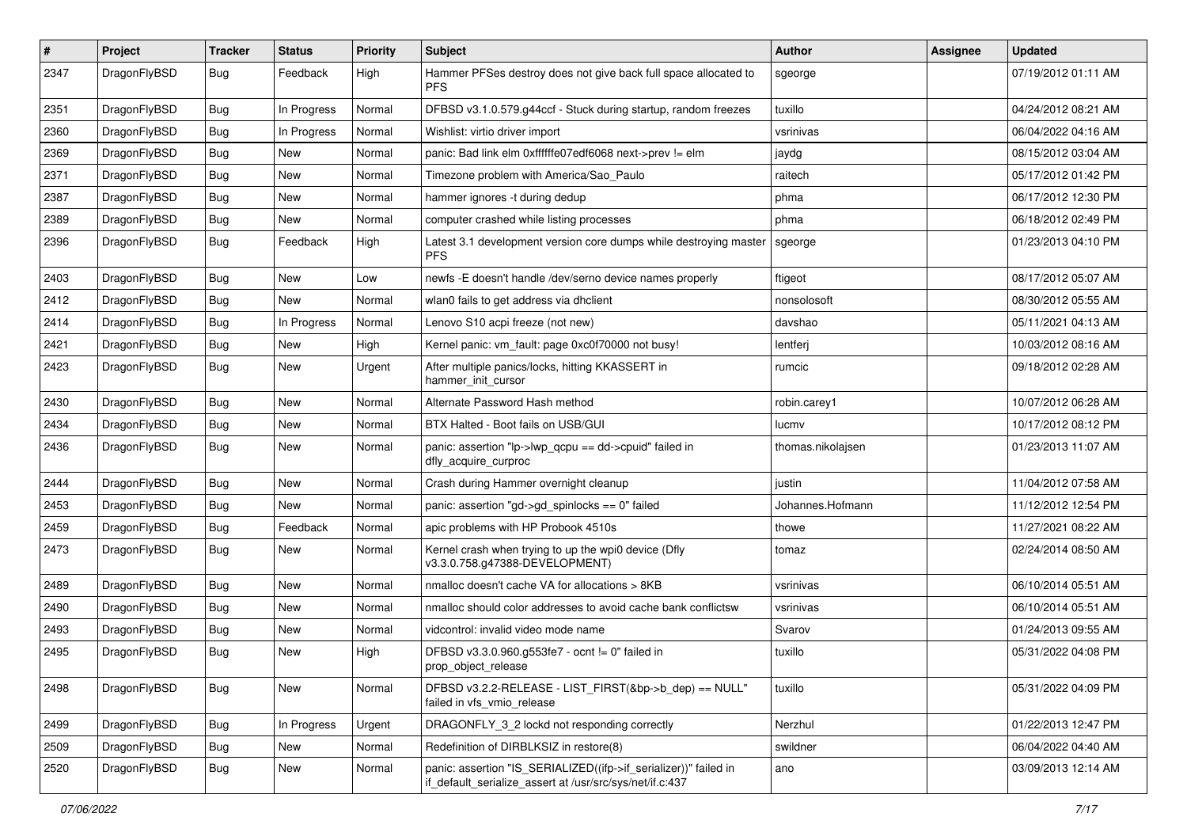| # | Project | Tracker | Status | Priority | Subject | Author | Assignee | Updated |
|---|---|---|---|---|---|---|---|---|
| 2347 | DragonFlyBSD | Bug | Feedback | High | Hammer PFSes destroy does not give back full space allocated to PFS | sgeorge | | 07/19/2012 01:11 AM |
| 2351 | DragonFlyBSD | Bug | In Progress | Normal | DFBSD v3.1.0.579.g44ccf - Stuck during startup, random freezes | tuxillo | | 04/24/2012 08:21 AM |
| 2360 | DragonFlyBSD | Bug | In Progress | Normal | Wishlist: virtio driver import | vsrinivas | | 06/04/2022 04:16 AM |
| 2369 | DragonFlyBSD | Bug | New | Normal | panic: Bad link elm 0xffffffe07edf6068 next->prev != elm | jaydg | | 08/15/2012 03:04 AM |
| 2371 | DragonFlyBSD | Bug | New | Normal | Timezone problem with America/Sao_Paulo | raitech | | 05/17/2012 01:42 PM |
| 2387 | DragonFlyBSD | Bug | New | Normal | hammer ignores -t during dedup | phma | | 06/17/2012 12:30 PM |
| 2389 | DragonFlyBSD | Bug | New | Normal | computer crashed while listing processes | phma | | 06/18/2012 02:49 PM |
| 2396 | DragonFlyBSD | Bug | Feedback | High | Latest 3.1 development version core dumps while destroying master PFS | sgeorge | | 01/23/2013 04:10 PM |
| 2403 | DragonFlyBSD | Bug | New | Low | newfs -E doesn't handle /dev/serno device names properly | ftigeot | | 08/17/2012 05:07 AM |
| 2412 | DragonFlyBSD | Bug | New | Normal | wlan0 fails to get address via dhclient | nonsolosoft | | 08/30/2012 05:55 AM |
| 2414 | DragonFlyBSD | Bug | In Progress | Normal | Lenovo S10 acpi freeze (not new) | davshao | | 05/11/2021 04:13 AM |
| 2421 | DragonFlyBSD | Bug | New | High | Kernel panic: vm_fault: page 0xc0f70000 not busy! | lentferj | | 10/03/2012 08:16 AM |
| 2423 | DragonFlyBSD | Bug | New | Urgent | After multiple panics/locks, hitting KKASSERT in hammer_init_cursor | rumcic | | 09/18/2012 02:28 AM |
| 2430 | DragonFlyBSD | Bug | New | Normal | Alternate Password Hash method | robin.carey1 | | 10/07/2012 06:28 AM |
| 2434 | DragonFlyBSD | Bug | New | Normal | BTX Halted - Boot fails on USB/GUI | lucmv | | 10/17/2012 08:12 PM |
| 2436 | DragonFlyBSD | Bug | New | Normal | panic: assertion "lp->lwp_qcpu == dd->cpuid" failed in dfly_acquire_curproc | thomas.nikolajsen | | 01/23/2013 11:07 AM |
| 2444 | DragonFlyBSD | Bug | New | Normal | Crash during Hammer overnight cleanup | justin | | 11/04/2012 07:58 AM |
| 2453 | DragonFlyBSD | Bug | New | Normal | panic: assertion "gd->gd_spinlocks == 0" failed | Johannes.Hofmann | | 11/12/2012 12:54 PM |
| 2459 | DragonFlyBSD | Bug | Feedback | Normal | apic problems with HP Probook 4510s | thowe | | 11/27/2021 08:22 AM |
| 2473 | DragonFlyBSD | Bug | New | Normal | Kernel crash when trying to up the wpi0 device (Dfly v3.3.0.758.g47388-DEVELOPMENT) | tomaz | | 02/24/2014 08:50 AM |
| 2489 | DragonFlyBSD | Bug | New | Normal | nmalloc doesn't cache VA for allocations > 8KB | vsrinivas | | 06/10/2014 05:51 AM |
| 2490 | DragonFlyBSD | Bug | New | Normal | nmalloc should color addresses to avoid cache bank conflictsw | vsrinivas | | 06/10/2014 05:51 AM |
| 2493 | DragonFlyBSD | Bug | New | Normal | vidcontrol: invalid video mode name | Svarov | | 01/24/2013 09:55 AM |
| 2495 | DragonFlyBSD | Bug | New | High | DFBSD v3.3.0.960.g553fe7 - ocnt != 0" failed in prop_object_release | tuxillo | | 05/31/2022 04:08 PM |
| 2498 | DragonFlyBSD | Bug | New | Normal | DFBSD v3.2.2-RELEASE - LIST_FIRST(&bp->b_dep) == NULL" failed in vfs_vmio_release | tuxillo | | 05/31/2022 04:09 PM |
| 2499 | DragonFlyBSD | Bug | In Progress | Urgent | DRAGONFLY_3_2 lockd not responding correctly | Nerzhul | | 01/22/2013 12:47 PM |
| 2509 | DragonFlyBSD | Bug | New | Normal | Redefinition of DIRBLKSIZ in restore(8) | swildner | | 06/04/2022 04:40 AM |
| 2520 | DragonFlyBSD | Bug | New | Normal | panic: assertion "IS_SERIALIZED((ifp->if_serializer))" failed in if_default_serialize_assert at /usr/src/sys/net/if.c:437 | ano | | 03/09/2013 12:14 AM |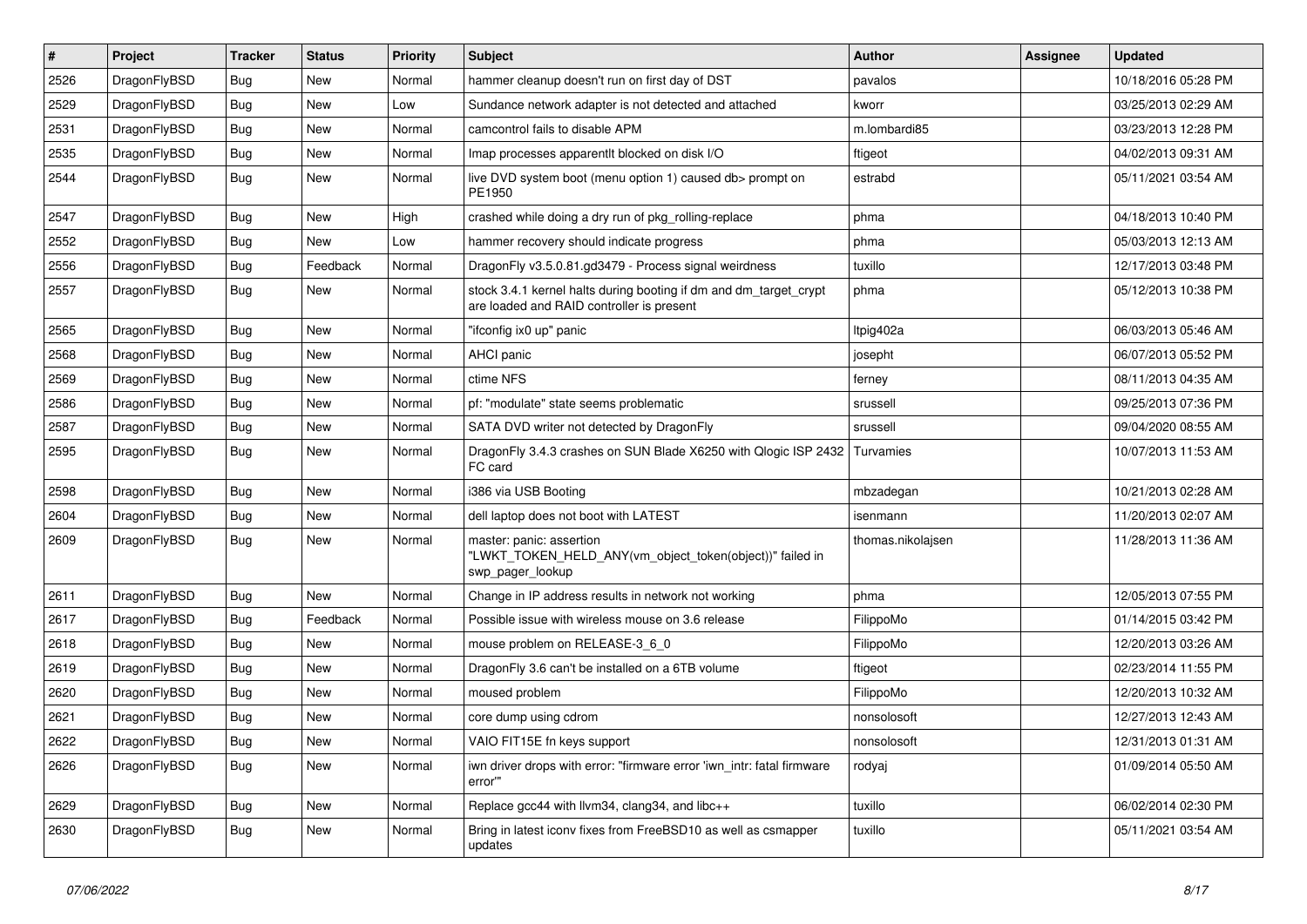| # | Project | Tracker | Status | Priority | Subject | Author | Assignee | Updated |
|---|---|---|---|---|---|---|---|---|
| 2526 | DragonFlyBSD | Bug | New | Normal | hammer cleanup doesn't run on first day of DST | pavalos | | 10/18/2016 05:28 PM |
| 2529 | DragonFlyBSD | Bug | New | Low | Sundance network adapter is not detected and attached | kworr | | 03/25/2013 02:29 AM |
| 2531 | DragonFlyBSD | Bug | New | Normal | camcontrol fails to disable APM | m.lombardi85 | | 03/23/2013 12:28 PM |
| 2535 | DragonFlyBSD | Bug | New | Normal | Imap processes apparentlt blocked on disk I/O | ftigeot | | 04/02/2013 09:31 AM |
| 2544 | DragonFlyBSD | Bug | New | Normal | live DVD system boot (menu option 1) caused db> prompt on PE1950 | estrabd | | 05/11/2021 03:54 AM |
| 2547 | DragonFlyBSD | Bug | New | High | crashed while doing a dry run of pkg_rolling-replace | phma | | 04/18/2013 10:40 PM |
| 2552 | DragonFlyBSD | Bug | New | Low | hammer recovery should indicate progress | phma | | 05/03/2013 12:13 AM |
| 2556 | DragonFlyBSD | Bug | Feedback | Normal | DragonFly v3.5.0.81.gd3479 - Process signal weirdness | tuxillo | | 12/17/2013 03:48 PM |
| 2557 | DragonFlyBSD | Bug | New | Normal | stock 3.4.1 kernel halts during booting if dm and dm_target_crypt are loaded and RAID controller is present | phma | | 05/12/2013 10:38 PM |
| 2565 | DragonFlyBSD | Bug | New | Normal | "ifconfig ix0 up" panic | ltpig402a | | 06/03/2013 05:46 AM |
| 2568 | DragonFlyBSD | Bug | New | Normal | AHCI panic | josepht | | 06/07/2013 05:52 PM |
| 2569 | DragonFlyBSD | Bug | New | Normal | ctime NFS | ferney | | 08/11/2013 04:35 AM |
| 2586 | DragonFlyBSD | Bug | New | Normal | pf: "modulate" state seems problematic | srussell | | 09/25/2013 07:36 PM |
| 2587 | DragonFlyBSD | Bug | New | Normal | SATA DVD writer not detected by DragonFly | srussell | | 09/04/2020 08:55 AM |
| 2595 | DragonFlyBSD | Bug | New | Normal | DragonFly 3.4.3 crashes on SUN Blade X6250 with Qlogic ISP 2432 FC card | Turvamies | | 10/07/2013 11:53 AM |
| 2598 | DragonFlyBSD | Bug | New | Normal | i386 via USB Booting | mbzadegan | | 10/21/2013 02:28 AM |
| 2604 | DragonFlyBSD | Bug | New | Normal | dell laptop does not boot with LATEST | isenmann | | 11/20/2013 02:07 AM |
| 2609 | DragonFlyBSD | Bug | New | Normal | master: panic: assertion "LWKT_TOKEN_HELD_ANY(vm_object_token(object))" failed in swp_pager_lookup | thomas.nikolajsen | | 11/28/2013 11:36 AM |
| 2611 | DragonFlyBSD | Bug | New | Normal | Change in IP address results in network not working | phma | | 12/05/2013 07:55 PM |
| 2617 | DragonFlyBSD | Bug | Feedback | Normal | Possible issue with wireless mouse on 3.6 release | FilippoMo | | 01/14/2015 03:42 PM |
| 2618 | DragonFlyBSD | Bug | New | Normal | mouse problem on RELEASE-3_6_0 | FilippoMo | | 12/20/2013 03:26 AM |
| 2619 | DragonFlyBSD | Bug | New | Normal | DragonFly 3.6 can't be installed on a 6TB volume | ftigeot | | 02/23/2014 11:55 PM |
| 2620 | DragonFlyBSD | Bug | New | Normal | moused problem | FilippoMo | | 12/20/2013 10:32 AM |
| 2621 | DragonFlyBSD | Bug | New | Normal | core dump using cdrom | nonsolosoft | | 12/27/2013 12:43 AM |
| 2622 | DragonFlyBSD | Bug | New | Normal | VAIO FIT15E fn keys support | nonsolosoft | | 12/31/2013 01:31 AM |
| 2626 | DragonFlyBSD | Bug | New | Normal | iwn driver drops with error: "firmware error 'iwn_intr: fatal firmware error'" | rodyaj | | 01/09/2014 05:50 AM |
| 2629 | DragonFlyBSD | Bug | New | Normal | Replace gcc44 with llvm34, clang34, and libc++ | tuxillo | | 06/02/2014 02:30 PM |
| 2630 | DragonFlyBSD | Bug | New | Normal | Bring in latest iconv fixes from FreeBSD10 as well as csmapper updates | tuxillo | | 05/11/2021 03:54 AM |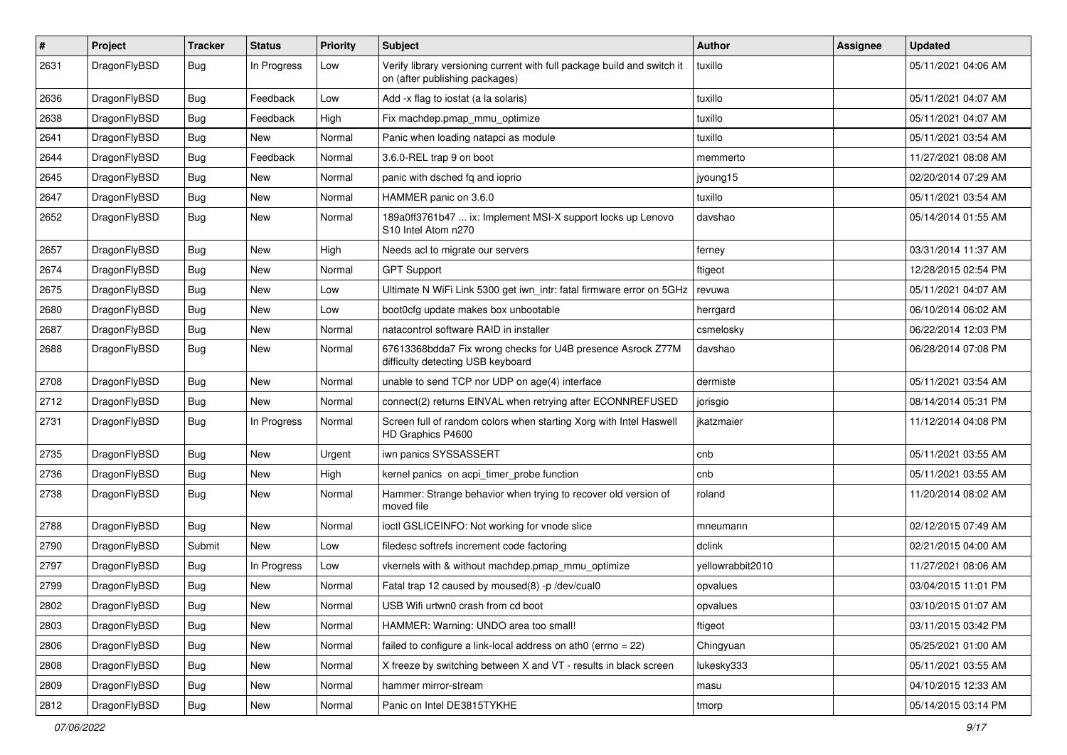| # | Project | Tracker | Status | Priority | Subject | Author | Assignee | Updated |
|---|---|---|---|---|---|---|---|---|
| 2631 | DragonFlyBSD | Bug | In Progress | Low | Verify library versioning current with full package build and switch it on (after publishing packages) | tuxillo | | 05/11/2021 04:06 AM |
| 2636 | DragonFlyBSD | Bug | Feedback | Low | Add -x flag to iostat (a la solaris) | tuxillo | | 05/11/2021 04:07 AM |
| 2638 | DragonFlyBSD | Bug | Feedback | High | Fix machdep.pmap_mmu_optimize | tuxillo | | 05/11/2021 04:07 AM |
| 2641 | DragonFlyBSD | Bug | New | Normal | Panic when loading natapci as module | tuxillo | | 05/11/2021 03:54 AM |
| 2644 | DragonFlyBSD | Bug | Feedback | Normal | 3.6.0-REL trap 9 on boot | memmerto | | 11/27/2021 08:08 AM |
| 2645 | DragonFlyBSD | Bug | New | Normal | panic with dsched fq and ioprio | jyoung15 | | 02/20/2014 07:29 AM |
| 2647 | DragonFlyBSD | Bug | New | Normal | HAMMER panic on 3.6.0 | tuxillo | | 05/11/2021 03:54 AM |
| 2652 | DragonFlyBSD | Bug | New | Normal | 189a0ff3761b47 ... ix: Implement MSI-X support locks up Lenovo S10 Intel Atom n270 | davshao | | 05/14/2014 01:55 AM |
| 2657 | DragonFlyBSD | Bug | New | High | Needs acl to migrate our servers | ferney | | 03/31/2014 11:37 AM |
| 2674 | DragonFlyBSD | Bug | New | Normal | GPT Support | ftigeot | | 12/28/2015 02:54 PM |
| 2675 | DragonFlyBSD | Bug | New | Low | Ultimate N WiFi Link 5300 get iwn_intr: fatal firmware error on 5GHz | revuwa | | 05/11/2021 04:07 AM |
| 2680 | DragonFlyBSD | Bug | New | Low | boot0cfg update makes box unbootable | herrgard | | 06/10/2014 06:02 AM |
| 2687 | DragonFlyBSD | Bug | New | Normal | natacontrol software RAID in installer | csmelosky | | 06/22/2014 12:03 PM |
| 2688 | DragonFlyBSD | Bug | New | Normal | 67613368bdda7 Fix wrong checks for U4B presence Asrock Z77M difficulty detecting USB keyboard | davshao | | 06/28/2014 07:08 PM |
| 2708 | DragonFlyBSD | Bug | New | Normal | unable to send TCP nor UDP on age(4) interface | dermiste | | 05/11/2021 03:54 AM |
| 2712 | DragonFlyBSD | Bug | New | Normal | connect(2) returns EINVAL when retrying after ECONNREFUSED | jorisgio | | 08/14/2014 05:31 PM |
| 2731 | DragonFlyBSD | Bug | In Progress | Normal | Screen full of random colors when starting Xorg with Intel Haswell HD Graphics P4600 | jkatzmaier | | 11/12/2014 04:08 PM |
| 2735 | DragonFlyBSD | Bug | New | Urgent | iwn panics SYSSASSERT | cnb | | 05/11/2021 03:55 AM |
| 2736 | DragonFlyBSD | Bug | New | High | kernel panics on acpi_timer_probe function | cnb | | 05/11/2021 03:55 AM |
| 2738 | DragonFlyBSD | Bug | New | Normal | Hammer: Strange behavior when trying to recover old version of moved file | roland | | 11/20/2014 08:02 AM |
| 2788 | DragonFlyBSD | Bug | New | Normal | ioctl GSLICEINFO: Not working for vnode slice | mneumann | | 02/12/2015 07:49 AM |
| 2790 | DragonFlyBSD | Submit | New | Low | filedesc softrefs increment code factoring | dclink | | 02/21/2015 04:00 AM |
| 2797 | DragonFlyBSD | Bug | In Progress | Low | vkernels with & without machdep.pmap_mmu_optimize | yellowrabbit2010 | | 11/27/2021 08:06 AM |
| 2799 | DragonFlyBSD | Bug | New | Normal | Fatal trap 12 caused by moused(8) -p /dev/cual0 | opvalues | | 03/04/2015 11:01 PM |
| 2802 | DragonFlyBSD | Bug | New | Normal | USB Wifi urtwn0 crash from cd boot | opvalues | | 03/10/2015 01:07 AM |
| 2803 | DragonFlyBSD | Bug | New | Normal | HAMMER: Warning: UNDO area too small! | ftigeot | | 03/11/2015 03:42 PM |
| 2806 | DragonFlyBSD | Bug | New | Normal | failed to configure a link-local address on ath0 (errno = 22) | Chingyuan | | 05/25/2021 01:00 AM |
| 2808 | DragonFlyBSD | Bug | New | Normal | X freeze by switching between X and VT - results in black screen | lukesky333 | | 05/11/2021 03:55 AM |
| 2809 | DragonFlyBSD | Bug | New | Normal | hammer mirror-stream | masu | | 04/10/2015 12:33 AM |
| 2812 | DragonFlyBSD | Bug | New | Normal | Panic on Intel DE3815TYKHE | tmorp | | 05/14/2015 03:14 PM |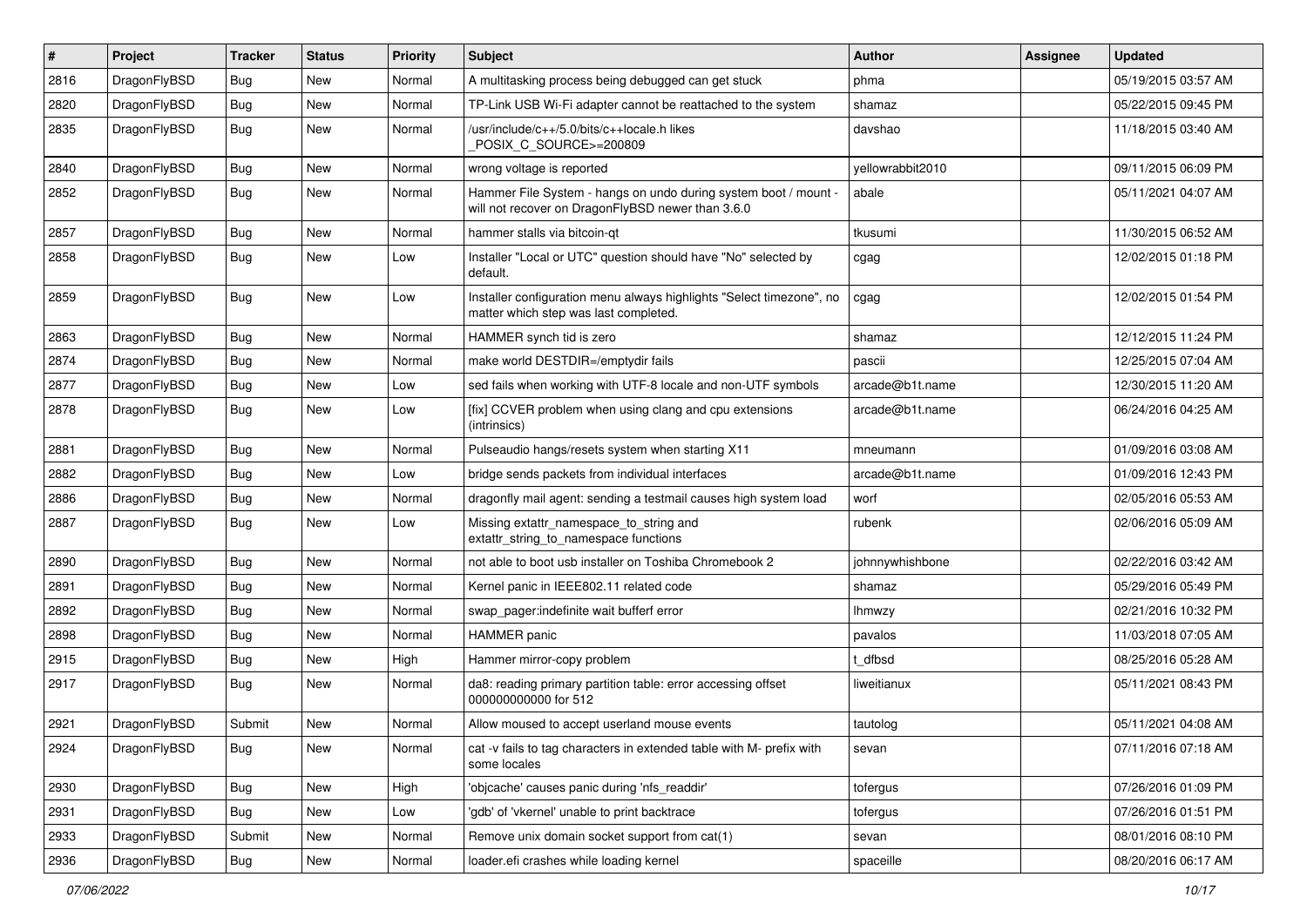| # | Project | Tracker | Status | Priority | Subject | Author | Assignee | Updated |
|---|---|---|---|---|---|---|---|---|
| 2816 | DragonFlyBSD | Bug | New | Normal | A multitasking process being debugged can get stuck | phma | | 05/19/2015 03:57 AM |
| 2820 | DragonFlyBSD | Bug | New | Normal | TP-Link USB Wi-Fi adapter cannot be reattached to the system | shamaz | | 05/22/2015 09:45 PM |
| 2835 | DragonFlyBSD | Bug | New | Normal | /usr/include/c++/5.0/bits/c++locale.h likes _POSIX_C_SOURCE>=200809 | davshao | | 11/18/2015 03:40 AM |
| 2840 | DragonFlyBSD | Bug | New | Normal | wrong voltage is reported | yellowrabbit2010 | | 09/11/2015 06:09 PM |
| 2852 | DragonFlyBSD | Bug | New | Normal | Hammer File System - hangs on undo during system boot / mount - will not recover on DragonFlyBSD newer than 3.6.0 | abale | | 05/11/2021 04:07 AM |
| 2857 | DragonFlyBSD | Bug | New | Normal | hammer stalls via bitcoin-qt | tkusumi | | 11/30/2015 06:52 AM |
| 2858 | DragonFlyBSD | Bug | New | Low | Installer "Local or UTC" question should have "No" selected by default. | cgag | | 12/02/2015 01:18 PM |
| 2859 | DragonFlyBSD | Bug | New | Low | Installer configuration menu always highlights "Select timezone", no matter which step was last completed. | cgag | | 12/02/2015 01:54 PM |
| 2863 | DragonFlyBSD | Bug | New | Normal | HAMMER synch tid is zero | shamaz | | 12/12/2015 11:24 PM |
| 2874 | DragonFlyBSD | Bug | New | Normal | make world DESTDIR=/emptydir fails | pascii | | 12/25/2015 07:04 AM |
| 2877 | DragonFlyBSD | Bug | New | Low | sed fails when working with UTF-8 locale and non-UTF symbols | arcade@b1t.name | | 12/30/2015 11:20 AM |
| 2878 | DragonFlyBSD | Bug | New | Low | [fix] CCVER problem when using clang and cpu extensions (intrinsics) | arcade@b1t.name | | 06/24/2016 04:25 AM |
| 2881 | DragonFlyBSD | Bug | New | Normal | Pulseaudio hangs/resets system when starting X11 | mneumann | | 01/09/2016 03:08 AM |
| 2882 | DragonFlyBSD | Bug | New | Low | bridge sends packets from individual interfaces | arcade@b1t.name | | 01/09/2016 12:43 PM |
| 2886 | DragonFlyBSD | Bug | New | Normal | dragonfly mail agent: sending a testmail causes high system load | worf | | 02/05/2016 05:53 AM |
| 2887 | DragonFlyBSD | Bug | New | Low | Missing extattr_namespace_to_string and extattr_string_to_namespace functions | rubenk | | 02/06/2016 05:09 AM |
| 2890 | DragonFlyBSD | Bug | New | Normal | not able to boot usb installer on Toshiba Chromebook 2 | johnnywhishbone | | 02/22/2016 03:42 AM |
| 2891 | DragonFlyBSD | Bug | New | Normal | Kernel panic in IEEE802.11 related code | shamaz | | 05/29/2016 05:49 PM |
| 2892 | DragonFlyBSD | Bug | New | Normal | swap_pager:indefinite wait bufferf error | lhmwzy | | 02/21/2016 10:32 PM |
| 2898 | DragonFlyBSD | Bug | New | Normal | HAMMER panic | pavalos | | 11/03/2018 07:05 AM |
| 2915 | DragonFlyBSD | Bug | New | High | Hammer mirror-copy problem | t_dfbsd | | 08/25/2016 05:28 AM |
| 2917 | DragonFlyBSD | Bug | New | Normal | da8: reading primary partition table: error accessing offset 000000000000 for 512 | liweitianux | | 05/11/2021 08:43 PM |
| 2921 | DragonFlyBSD | Submit | New | Normal | Allow moused to accept userland mouse events | tautolog | | 05/11/2021 04:08 AM |
| 2924 | DragonFlyBSD | Bug | New | Normal | cat -v fails to tag characters in extended table with M- prefix with some locales | sevan | | 07/11/2016 07:18 AM |
| 2930 | DragonFlyBSD | Bug | New | High | 'objcache' causes panic during 'nfs_readdir' | tofergus | | 07/26/2016 01:09 PM |
| 2931 | DragonFlyBSD | Bug | New | Low | 'gdb' of 'vkernel' unable to print backtrace | tofergus | | 07/26/2016 01:51 PM |
| 2933 | DragonFlyBSD | Submit | New | Normal | Remove unix domain socket support from cat(1) | sevan | | 08/01/2016 08:10 PM |
| 2936 | DragonFlyBSD | Bug | New | Normal | loader.efi crashes while loading kernel | spaceille | | 08/20/2016 06:17 AM |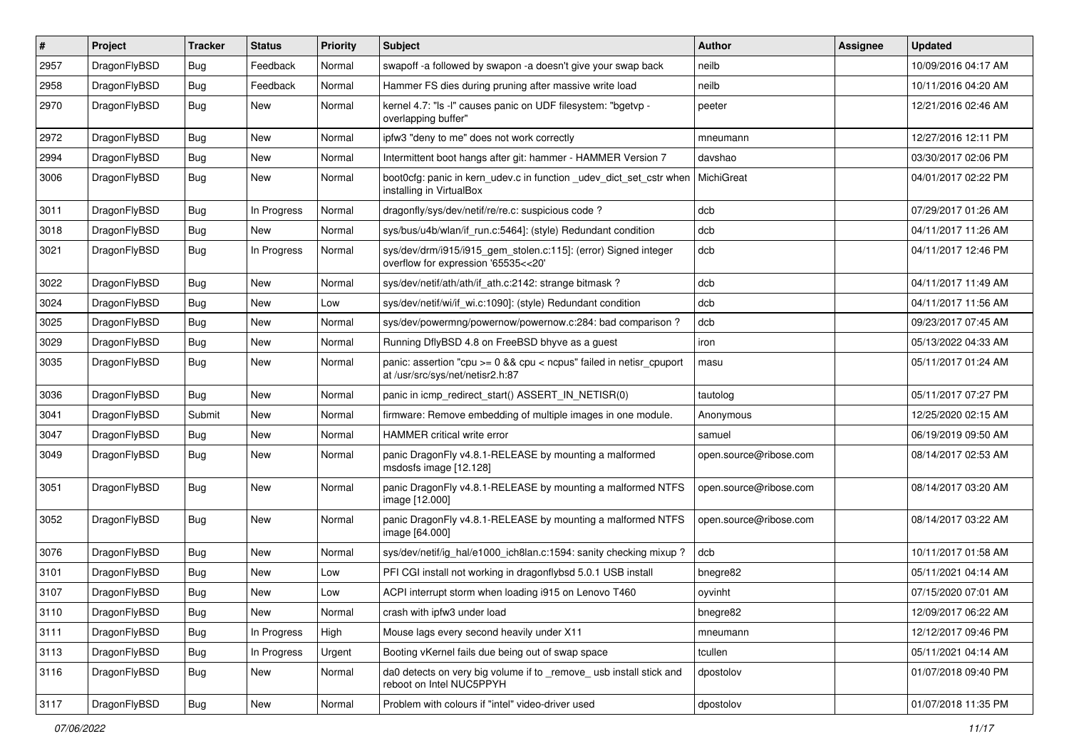| # | Project | Tracker | Status | Priority | Subject | Author | Assignee | Updated |
|---|---|---|---|---|---|---|---|---|
| 2957 | DragonFlyBSD | Bug | Feedback | Normal | swapoff -a followed by swapon -a doesn't give your swap back | neilb | | 10/09/2016 04:17 AM |
| 2958 | DragonFlyBSD | Bug | Feedback | Normal | Hammer FS dies during pruning after massive write load | neilb | | 10/11/2016 04:20 AM |
| 2970 | DragonFlyBSD | Bug | New | Normal | kernel 4.7: "ls -l" causes panic on UDF filesystem: "bgetvp - overlapping buffer" | peeter | | 12/21/2016 02:46 AM |
| 2972 | DragonFlyBSD | Bug | New | Normal | ipfw3 "deny to me" does not work correctly | mneumann | | 12/27/2016 12:11 PM |
| 2994 | DragonFlyBSD | Bug | New | Normal | Intermittent boot hangs after git: hammer - HAMMER Version 7 | davshao | | 03/30/2017 02:06 PM |
| 3006 | DragonFlyBSD | Bug | New | Normal | boot0cfg: panic in kern_udev.c in function _udev_dict_set_cstr when installing in VirtualBox | MichiGreat | | 04/01/2017 02:22 PM |
| 3011 | DragonFlyBSD | Bug | In Progress | Normal | dragonfly/sys/dev/netif/re/re.c: suspicious code ? | dcb | | 07/29/2017 01:26 AM |
| 3018 | DragonFlyBSD | Bug | New | Normal | sys/bus/u4b/wlan/if_run.c:5464]: (style) Redundant condition | dcb | | 04/11/2017 11:26 AM |
| 3021 | DragonFlyBSD | Bug | In Progress | Normal | sys/dev/drm/i915/i915_gem_stolen.c:115]: (error) Signed integer overflow for expression '65535<<20' | dcb | | 04/11/2017 12:46 PM |
| 3022 | DragonFlyBSD | Bug | New | Normal | sys/dev/netif/ath/ath/if_ath.c:2142: strange bitmask ? | dcb | | 04/11/2017 11:49 AM |
| 3024 | DragonFlyBSD | Bug | New | Low | sys/dev/netif/wi/if_wi.c:1090]: (style) Redundant condition | dcb | | 04/11/2017 11:56 AM |
| 3025 | DragonFlyBSD | Bug | New | Normal | sys/dev/powermng/powernow/powernow.c:284: bad comparison ? | dcb | | 09/23/2017 07:45 AM |
| 3029 | DragonFlyBSD | Bug | New | Normal | Running DflyBSD 4.8 on FreeBSD bhyve as a guest | iron | | 05/13/2022 04:33 AM |
| 3035 | DragonFlyBSD | Bug | New | Normal | panic: assertion "cpu >= 0 && cpu < ncpus" failed in netisr_cpuport at /usr/src/sys/net/netisr2.h:87 | masu | | 05/11/2017 01:24 AM |
| 3036 | DragonFlyBSD | Bug | New | Normal | panic in icmp_redirect_start() ASSERT_IN_NETISR(0) | tautolog | | 05/11/2017 07:27 PM |
| 3041 | DragonFlyBSD | Submit | New | Normal | firmware: Remove embedding of multiple images in one module. | Anonymous | | 12/25/2020 02:15 AM |
| 3047 | DragonFlyBSD | Bug | New | Normal | HAMMER critical write error | samuel | | 06/19/2019 09:50 AM |
| 3049 | DragonFlyBSD | Bug | New | Normal | panic DragonFly v4.8.1-RELEASE by mounting a malformed msdosfs image [12.128] | open.source@ribose.com | | 08/14/2017 02:53 AM |
| 3051 | DragonFlyBSD | Bug | New | Normal | panic DragonFly v4.8.1-RELEASE by mounting a malformed NTFS image [12.000] | open.source@ribose.com | | 08/14/2017 03:20 AM |
| 3052 | DragonFlyBSD | Bug | New | Normal | panic DragonFly v4.8.1-RELEASE by mounting a malformed NTFS image [64.000] | open.source@ribose.com | | 08/14/2017 03:22 AM |
| 3076 | DragonFlyBSD | Bug | New | Normal | sys/dev/netif/ig_hal/e1000_ich8lan.c:1594: sanity checking mixup ? | dcb | | 10/11/2017 01:58 AM |
| 3101 | DragonFlyBSD | Bug | New | Low | PFI CGI install not working in dragonflybsd 5.0.1 USB install | bnegre82 | | 05/11/2021 04:14 AM |
| 3107 | DragonFlyBSD | Bug | New | Low | ACPI interrupt storm when loading i915 on Lenovo T460 | oyvinht | | 07/15/2020 07:01 AM |
| 3110 | DragonFlyBSD | Bug | New | Normal | crash with ipfw3 under load | bnegre82 | | 12/09/2017 06:22 AM |
| 3111 | DragonFlyBSD | Bug | In Progress | High | Mouse lags every second heavily under X11 | mneumann | | 12/12/2017 09:46 PM |
| 3113 | DragonFlyBSD | Bug | In Progress | Urgent | Booting vKernel fails due being out of swap space | tcullen | | 05/11/2021 04:14 AM |
| 3116 | DragonFlyBSD | Bug | New | Normal | da0 detects on very big volume if to _remove_ usb install stick and reboot on Intel NUC5PPYH | dpostolov | | 01/07/2018 09:40 PM |
| 3117 | DragonFlyBSD | Bug | New | Normal | Problem with colours if "intel" video-driver used | dpostolov | | 01/07/2018 11:35 PM |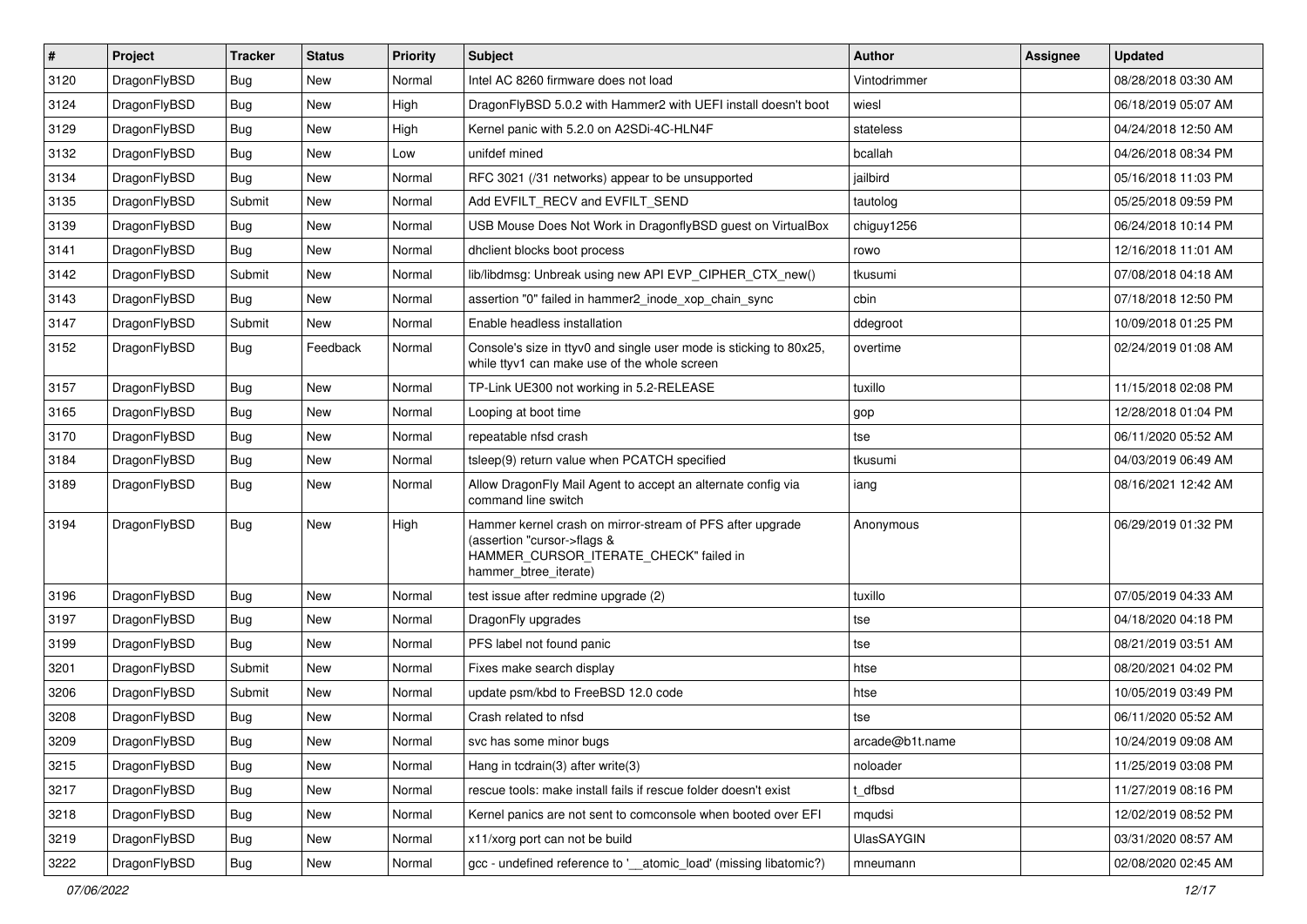| # | Project | Tracker | Status | Priority | Subject | Author | Assignee | Updated |
|---|---|---|---|---|---|---|---|---|
| 3120 | DragonFlyBSD | Bug | New | Normal | Intel AC 8260 firmware does not load | Vintodrimmer | | 08/28/2018 03:30 AM |
| 3124 | DragonFlyBSD | Bug | New | High | DragonFlyBSD 5.0.2 with Hammer2 with UEFI install doesn't boot | wiesl | | 06/18/2019 05:07 AM |
| 3129 | DragonFlyBSD | Bug | New | High | Kernel panic with 5.2.0 on A2SDi-4C-HLN4F | stateless | | 04/24/2018 12:50 AM |
| 3132 | DragonFlyBSD | Bug | New | Low | unifdef mined | bcallah | | 04/26/2018 08:34 PM |
| 3134 | DragonFlyBSD | Bug | New | Normal | RFC 3021 (/31 networks) appear to be unsupported | jailbird | | 05/16/2018 11:03 PM |
| 3135 | DragonFlyBSD | Submit | New | Normal | Add EVFILT_RECV and EVFILT_SEND | tautolog | | 05/25/2018 09:59 PM |
| 3139 | DragonFlyBSD | Bug | New | Normal | USB Mouse Does Not Work in DragonflyBSD guest on VirtualBox | chiguy1256 | | 06/24/2018 10:14 PM |
| 3141 | DragonFlyBSD | Bug | New | Normal | dhclient blocks boot process | rowo | | 12/16/2018 11:01 AM |
| 3142 | DragonFlyBSD | Submit | New | Normal | lib/libdmsg: Unbreak using new API EVP_CIPHER_CTX_new() | tkusumi | | 07/08/2018 04:18 AM |
| 3143 | DragonFlyBSD | Bug | New | Normal | assertion "0" failed in hammer2_inode_xop_chain_sync | cbin | | 07/18/2018 12:50 PM |
| 3147 | DragonFlyBSD | Submit | New | Normal | Enable headless installation | ddegroot | | 10/09/2018 01:25 PM |
| 3152 | DragonFlyBSD | Bug | Feedback | Normal | Console's size in ttyv0 and single user mode is sticking to 80x25, while ttyv1 can make use of the whole screen | overtime | | 02/24/2019 01:08 AM |
| 3157 | DragonFlyBSD | Bug | New | Normal | TP-Link UE300 not working in 5.2-RELEASE | tuxillo | | 11/15/2018 02:08 PM |
| 3165 | DragonFlyBSD | Bug | New | Normal | Looping at boot time | gop | | 12/28/2018 01:04 PM |
| 3170 | DragonFlyBSD | Bug | New | Normal | repeatable nfsd crash | tse | | 06/11/2020 05:52 AM |
| 3184 | DragonFlyBSD | Bug | New | Normal | tsleep(9) return value when PCATCH specified | tkusumi | | 04/03/2019 06:49 AM |
| 3189 | DragonFlyBSD | Bug | New | Normal | Allow DragonFly Mail Agent to accept an alternate config via command line switch | iang | | 08/16/2021 12:42 AM |
| 3194 | DragonFlyBSD | Bug | New | High | Hammer kernel crash on mirror-stream of PFS after upgrade (assertion "cursor->flags & HAMMER_CURSOR_ITERATE_CHECK" failed in hammer_btree_iterate) | Anonymous | | 06/29/2019 01:32 PM |
| 3196 | DragonFlyBSD | Bug | New | Normal | test issue after redmine upgrade (2) | tuxillo | | 07/05/2019 04:33 AM |
| 3197 | DragonFlyBSD | Bug | New | Normal | DragonFly upgrades | tse | | 04/18/2020 04:18 PM |
| 3199 | DragonFlyBSD | Bug | New | Normal | PFS label not found panic | tse | | 08/21/2019 03:51 AM |
| 3201 | DragonFlyBSD | Submit | New | Normal | Fixes make search display | htse | | 08/20/2021 04:02 PM |
| 3206 | DragonFlyBSD | Submit | New | Normal | update psm/kbd to FreeBSD 12.0 code | htse | | 10/05/2019 03:49 PM |
| 3208 | DragonFlyBSD | Bug | New | Normal | Crash related to nfsd | tse | | 06/11/2020 05:52 AM |
| 3209 | DragonFlyBSD | Bug | New | Normal | svc has some minor bugs | arcade@b1t.name | | 10/24/2019 09:08 AM |
| 3215 | DragonFlyBSD | Bug | New | Normal | Hang in tcdrain(3) after write(3) | noloader | | 11/25/2019 03:08 PM |
| 3217 | DragonFlyBSD | Bug | New | Normal | rescue tools: make install fails if rescue folder doesn't exist | t_dfbsd | | 11/27/2019 08:16 PM |
| 3218 | DragonFlyBSD | Bug | New | Normal | Kernel panics are not sent to comconsole when booted over EFI | mqudsi | | 12/02/2019 08:52 PM |
| 3219 | DragonFlyBSD | Bug | New | Normal | x11/xorg port can not be build | UlasSAYGIN | | 03/31/2020 08:57 AM |
| 3222 | DragonFlyBSD | Bug | New | Normal | gcc - undefined reference to '__atomic_load' (missing libatomic?) | mneumann | | 02/08/2020 02:45 AM |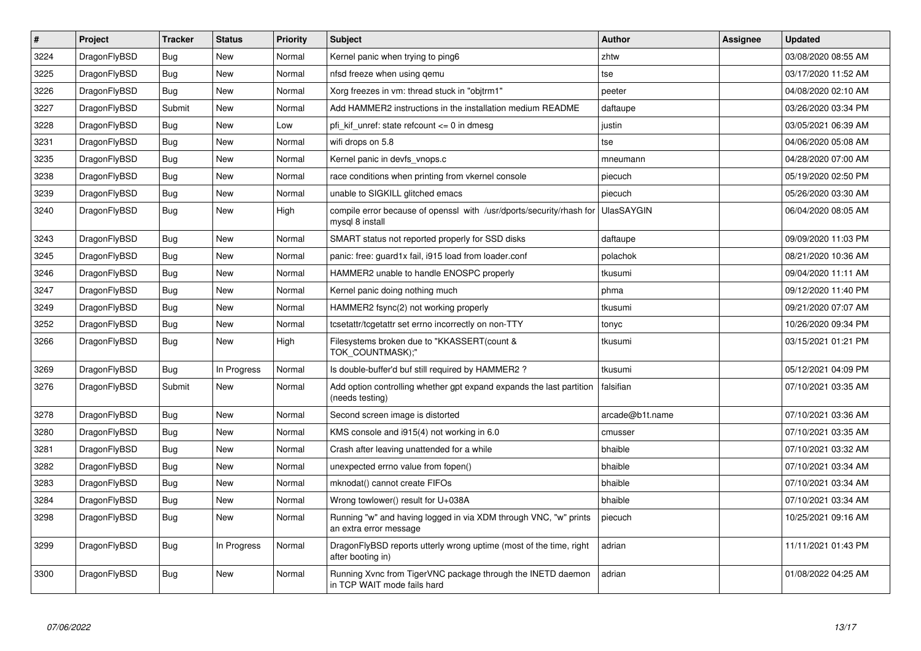| # | Project | Tracker | Status | Priority | Subject | Author | Assignee | Updated |
|---|---|---|---|---|---|---|---|---|
| 3224 | DragonFlyBSD | Bug | New | Normal | Kernel panic when trying to ping6 | zhtw | | 03/08/2020 08:55 AM |
| 3225 | DragonFlyBSD | Bug | New | Normal | nfsd freeze when using qemu | tse | | 03/17/2020 11:52 AM |
| 3226 | DragonFlyBSD | Bug | New | Normal | Xorg freezes in vm: thread stuck in "objtrm1" | peeter | | 04/08/2020 02:10 AM |
| 3227 | DragonFlyBSD | Submit | New | Normal | Add HAMMER2 instructions in the installation medium README | daftaupe | | 03/26/2020 03:34 PM |
| 3228 | DragonFlyBSD | Bug | New | Low | pfi_kif_unref: state refcount <= 0 in dmesg | justin | | 03/05/2021 06:39 AM |
| 3231 | DragonFlyBSD | Bug | New | Normal | wifi drops on 5.8 | tse | | 04/06/2020 05:08 AM |
| 3235 | DragonFlyBSD | Bug | New | Normal | Kernel panic in devfs_vnops.c | mneumann | | 04/28/2020 07:00 AM |
| 3238 | DragonFlyBSD | Bug | New | Normal | race conditions when printing from vkernel console | piecuch | | 05/19/2020 02:50 PM |
| 3239 | DragonFlyBSD | Bug | New | Normal | unable to SIGKILL glitched emacs | piecuch | | 05/26/2020 03:30 AM |
| 3240 | DragonFlyBSD | Bug | New | High | compile error because of openssl with /usr/dports/security/rhash for mysql 8 install | UlasSAYGIN | | 06/04/2020 08:05 AM |
| 3243 | DragonFlyBSD | Bug | New | Normal | SMART status not reported properly for SSD disks | daftaupe | | 09/09/2020 11:03 PM |
| 3245 | DragonFlyBSD | Bug | New | Normal | panic: free: guard1x fail, i915 load from loader.conf | polachok | | 08/21/2020 10:36 AM |
| 3246 | DragonFlyBSD | Bug | New | Normal | HAMMER2 unable to handle ENOSPC properly | tkusumi | | 09/04/2020 11:11 AM |
| 3247 | DragonFlyBSD | Bug | New | Normal | Kernel panic doing nothing much | phma | | 09/12/2020 11:40 PM |
| 3249 | DragonFlyBSD | Bug | New | Normal | HAMMER2 fsync(2) not working properly | tkusumi | | 09/21/2020 07:07 AM |
| 3252 | DragonFlyBSD | Bug | New | Normal | tcsetattr/tcgetattr set errno incorrectly on non-TTY | tonyc | | 10/26/2020 09:34 PM |
| 3266 | DragonFlyBSD | Bug | New | High | Filesystems broken due to "KKASSERT(count & TOK_COUNTMASK);" | tkusumi | | 03/15/2021 01:21 PM |
| 3269 | DragonFlyBSD | Bug | In Progress | Normal | Is double-buffer'd buf still required by HAMMER2 ? | tkusumi | | 05/12/2021 04:09 PM |
| 3276 | DragonFlyBSD | Submit | New | Normal | Add option controlling whether gpt expand expands the last partition (needs testing) | falsifian | | 07/10/2021 03:35 AM |
| 3278 | DragonFlyBSD | Bug | New | Normal | Second screen image is distorted | arcade@b1t.name | | 07/10/2021 03:36 AM |
| 3280 | DragonFlyBSD | Bug | New | Normal | KMS console and i915(4) not working in 6.0 | cmusser | | 07/10/2021 03:35 AM |
| 3281 | DragonFlyBSD | Bug | New | Normal | Crash after leaving unattended for a while | bhaible | | 07/10/2021 03:32 AM |
| 3282 | DragonFlyBSD | Bug | New | Normal | unexpected errno value from fopen() | bhaible | | 07/10/2021 03:34 AM |
| 3283 | DragonFlyBSD | Bug | New | Normal | mknodat() cannot create FIFOs | bhaible | | 07/10/2021 03:34 AM |
| 3284 | DragonFlyBSD | Bug | New | Normal | Wrong towlower() result for U+038A | bhaible | | 07/10/2021 03:34 AM |
| 3298 | DragonFlyBSD | Bug | New | Normal | Running "w" and having logged in via XDM through VNC, "w" prints an extra error message | piecuch | | 10/25/2021 09:16 AM |
| 3299 | DragonFlyBSD | Bug | In Progress | Normal | DragonFlyBSD reports utterly wrong uptime (most of the time, right after booting in) | adrian | | 11/11/2021 01:43 PM |
| 3300 | DragonFlyBSD | Bug | New | Normal | Running Xvnc from TigerVNC package through the INETD daemon in TCP WAIT mode fails hard | adrian | | 01/08/2022 04:25 AM |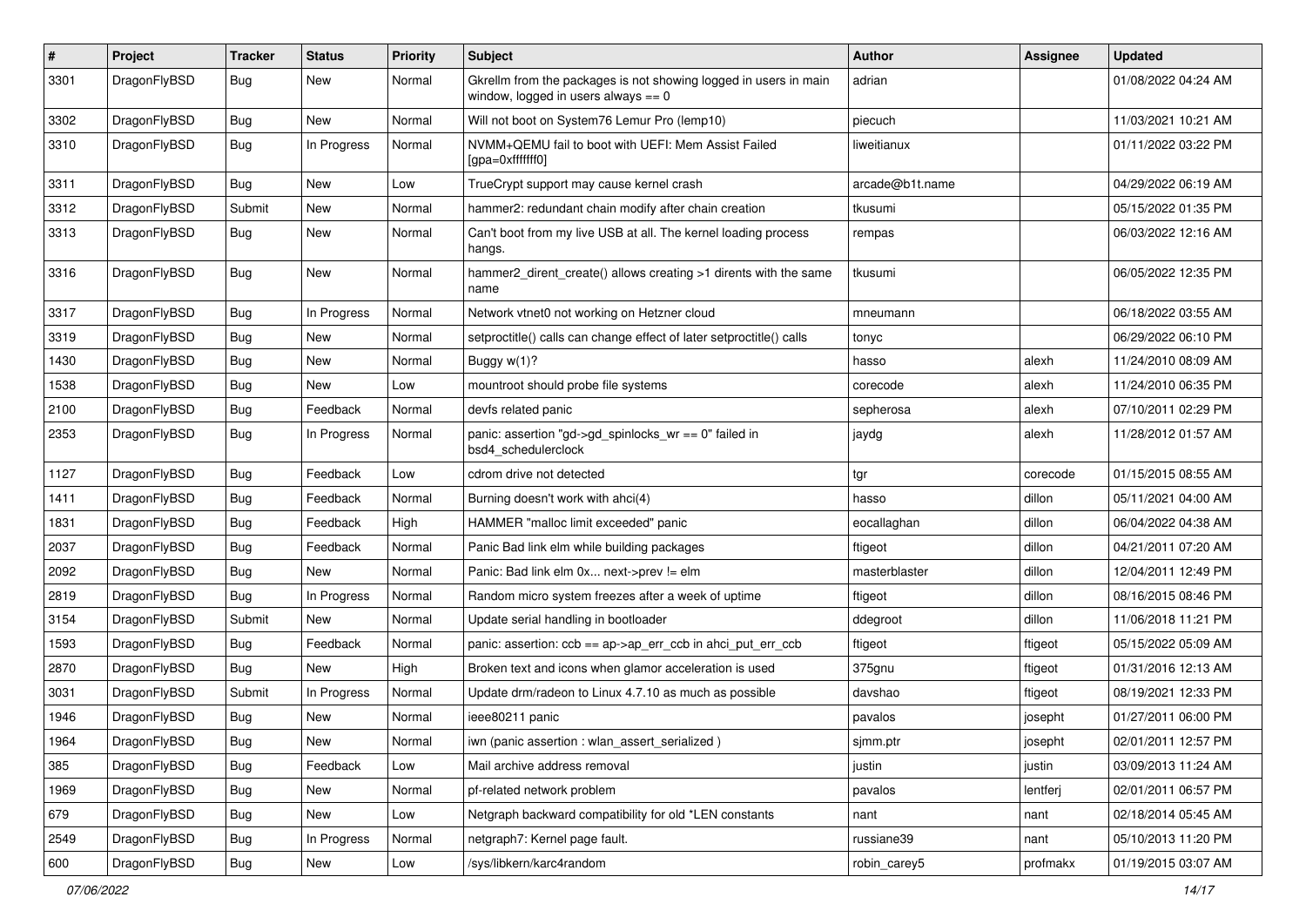| # | Project | Tracker | Status | Priority | Subject | Author | Assignee | Updated |
|---|---|---|---|---|---|---|---|---|
| 3301 | DragonFlyBSD | Bug | New | Normal | Gkrellm from the packages is not showing logged in users in main window, logged in users always == 0 | adrian | | 01/08/2022 04:24 AM |
| 3302 | DragonFlyBSD | Bug | New | Normal | Will not boot on System76 Lemur Pro (lemp10) | piecuch | | 11/03/2021 10:21 AM |
| 3310 | DragonFlyBSD | Bug | In Progress | Normal | NVMM+QEMU fail to boot with UEFI: Mem Assist Failed [gpa=0xfffffff0] | liweitianux | | 01/11/2022 03:22 PM |
| 3311 | DragonFlyBSD | Bug | New | Low | TrueCrypt support may cause kernel crash | arcade@b1t.name | | 04/29/2022 06:19 AM |
| 3312 | DragonFlyBSD | Submit | New | Normal | hammer2: redundant chain modify after chain creation | tkusumi | | 05/15/2022 01:35 PM |
| 3313 | DragonFlyBSD | Bug | New | Normal | Can't boot from my live USB at all. The kernel loading process hangs. | rempas | | 06/03/2022 12:16 AM |
| 3316 | DragonFlyBSD | Bug | New | Normal | hammer2_dirent_create() allows creating >1 dirents with the same name | tkusumi | | 06/05/2022 12:35 PM |
| 3317 | DragonFlyBSD | Bug | In Progress | Normal | Network vtnet0 not working on Hetzner cloud | mneumann | | 06/18/2022 03:55 AM |
| 3319 | DragonFlyBSD | Bug | New | Normal | setproctitle() calls can change effect of later setproctitle() calls | tonyc | | 06/29/2022 06:10 PM |
| 1430 | DragonFlyBSD | Bug | New | Normal | Buggy w(1)? | hasso | alexh | 11/24/2010 08:09 AM |
| 1538 | DragonFlyBSD | Bug | New | Low | mountroot should probe file systems | corecode | alexh | 11/24/2010 06:35 PM |
| 2100 | DragonFlyBSD | Bug | Feedback | Normal | devfs related panic | sepherosa | alexh | 07/10/2011 02:29 PM |
| 2353 | DragonFlyBSD | Bug | In Progress | Normal | panic: assertion "gd->gd_spinlocks_wr == 0" failed in bsd4_schedulerclock | jaydg | alexh | 11/28/2012 01:57 AM |
| 1127 | DragonFlyBSD | Bug | Feedback | Low | cdrom drive not detected | tgr | corecode | 01/15/2015 08:55 AM |
| 1411 | DragonFlyBSD | Bug | Feedback | Normal | Burning doesn't work with ahci(4) | hasso | dillon | 05/11/2021 04:00 AM |
| 1831 | DragonFlyBSD | Bug | Feedback | High | HAMMER "malloc limit exceeded" panic | eocallaghan | dillon | 06/04/2022 04:38 AM |
| 2037 | DragonFlyBSD | Bug | Feedback | Normal | Panic Bad link elm while building packages | ftigeot | dillon | 04/21/2011 07:20 AM |
| 2092 | DragonFlyBSD | Bug | New | Normal | Panic: Bad link elm 0x... next->prev != elm | masterblaster | dillon | 12/04/2011 12:49 PM |
| 2819 | DragonFlyBSD | Bug | In Progress | Normal | Random micro system freezes after a week of uptime | ftigeot | dillon | 08/16/2015 08:46 PM |
| 3154 | DragonFlyBSD | Submit | New | Normal | Update serial handling in bootloader | ddegroot | dillon | 11/06/2018 11:21 PM |
| 1593 | DragonFlyBSD | Bug | Feedback | Normal | panic: assertion: ccb == ap->ap_err_ccb in ahci_put_err_ccb | ftigeot | ftigeot | 05/15/2022 05:09 AM |
| 2870 | DragonFlyBSD | Bug | New | High | Broken text and icons when glamor acceleration is used | 375gnu | ftigeot | 01/31/2016 12:13 AM |
| 3031 | DragonFlyBSD | Submit | In Progress | Normal | Update drm/radeon to Linux 4.7.10 as much as possible | davshao | ftigeot | 08/19/2021 12:33 PM |
| 1946 | DragonFlyBSD | Bug | New | Normal | ieee80211 panic | pavalos | josepht | 01/27/2011 06:00 PM |
| 1964 | DragonFlyBSD | Bug | New | Normal | iwn (panic assertion : wlan_assert_serialized ) | sjmm.ptr | josepht | 02/01/2011 12:57 PM |
| 385 | DragonFlyBSD | Bug | Feedback | Low | Mail archive address removal | justin | justin | 03/09/2013 11:24 AM |
| 1969 | DragonFlyBSD | Bug | New | Normal | pf-related network problem | pavalos | lentferj | 02/01/2011 06:57 PM |
| 679 | DragonFlyBSD | Bug | New | Low | Netgraph backward compatibility for old *LEN constants | nant | nant | 02/18/2014 05:45 AM |
| 2549 | DragonFlyBSD | Bug | In Progress | Normal | netgraph7: Kernel page fault. | russiane39 | nant | 05/10/2013 11:20 PM |
| 600 | DragonFlyBSD | Bug | New | Low | /sys/libkern/karc4random | robin_carey5 | profmakx | 01/19/2015 03:07 AM |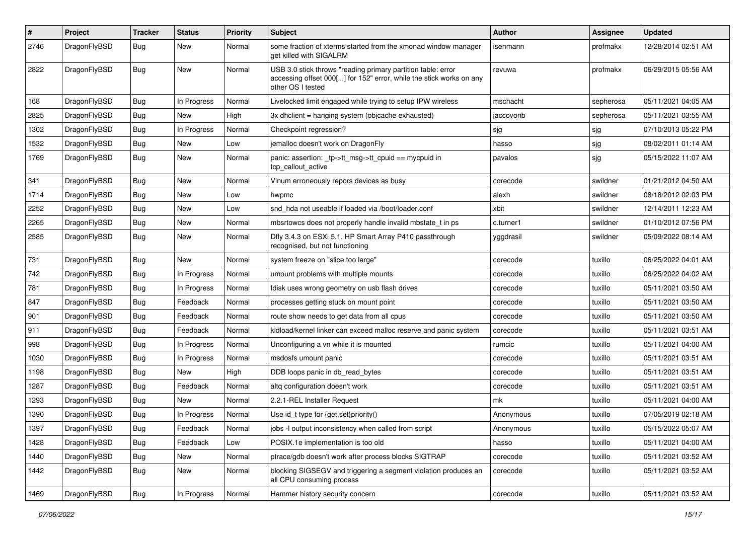| # | Project | Tracker | Status | Priority | Subject | Author | Assignee | Updated |
|---|---|---|---|---|---|---|---|---|
| 2746 | DragonFlyBSD | Bug | New | Normal | some fraction of xterms started from the xmonad window manager get killed with SIGALRM | isenmann | profmakx | 12/28/2014 02:51 AM |
| 2822 | DragonFlyBSD | Bug | New | Normal | USB 3.0 stick throws "reading primary partition table: error accessing offset 000[...] for 152" error, while the stick works on any other OS I tested | revuwa | profmakx | 06/29/2015 05:56 AM |
| 168 | DragonFlyBSD | Bug | In Progress | Normal | Livelocked limit engaged while trying to setup IPW wireless | mschacht | sepherosa | 05/11/2021 04:05 AM |
| 2825 | DragonFlyBSD | Bug | New | High | 3x dhclient = hanging system (objcache exhausted) | jaccovonb | sepherosa | 05/11/2021 03:55 AM |
| 1302 | DragonFlyBSD | Bug | In Progress | Normal | Checkpoint regression? | sjg | sjg | 07/10/2013 05:22 PM |
| 1532 | DragonFlyBSD | Bug | New | Low | jemalloc doesn't work on DragonFly | hasso | sjg | 08/02/2011 01:14 AM |
| 1769 | DragonFlyBSD | Bug | New | Normal | panic: assertion: _tp->tt_msg->tt_cpuid == mycpuid in tcp_callout_active | pavalos | sjg | 05/15/2022 11:07 AM |
| 341 | DragonFlyBSD | Bug | New | Normal | Vinum erroneously repors devices as busy | corecode | swildner | 01/21/2012 04:50 AM |
| 1714 | DragonFlyBSD | Bug | New | Low | hwpmc | alexh | swildner | 08/18/2012 02:03 PM |
| 2252 | DragonFlyBSD | Bug | New | Low | snd_hda not useable if loaded via /boot/loader.conf | xbit | swildner | 12/14/2011 12:23 AM |
| 2265 | DragonFlyBSD | Bug | New | Normal | mbsrtowcs does not properly handle invalid mbstate_t in ps | c.turner1 | swildner | 01/10/2012 07:56 PM |
| 2585 | DragonFlyBSD | Bug | New | Normal | Dfly 3.4.3 on ESXi 5.1, HP Smart Array P410 passthrough recognised, but not functioning | yggdrasil | swildner | 05/09/2022 08:14 AM |
| 731 | DragonFlyBSD | Bug | New | Normal | system freeze on "slice too large" | corecode | tuxillo | 06/25/2022 04:01 AM |
| 742 | DragonFlyBSD | Bug | In Progress | Normal | umount problems with multiple mounts | corecode | tuxillo | 06/25/2022 04:02 AM |
| 781 | DragonFlyBSD | Bug | In Progress | Normal | fdisk uses wrong geometry on usb flash drives | corecode | tuxillo | 05/11/2021 03:50 AM |
| 847 | DragonFlyBSD | Bug | Feedback | Normal | processes getting stuck on mount point | corecode | tuxillo | 05/11/2021 03:50 AM |
| 901 | DragonFlyBSD | Bug | Feedback | Normal | route show needs to get data from all cpus | corecode | tuxillo | 05/11/2021 03:50 AM |
| 911 | DragonFlyBSD | Bug | Feedback | Normal | kldload/kernel linker can exceed malloc reserve and panic system | corecode | tuxillo | 05/11/2021 03:51 AM |
| 998 | DragonFlyBSD | Bug | In Progress | Normal | Unconfiguring a vn while it is mounted | rumcic | tuxillo | 05/11/2021 04:00 AM |
| 1030 | DragonFlyBSD | Bug | In Progress | Normal | msdosfs umount panic | corecode | tuxillo | 05/11/2021 03:51 AM |
| 1198 | DragonFlyBSD | Bug | New | High | DDB loops panic in db_read_bytes | corecode | tuxillo | 05/11/2021 03:51 AM |
| 1287 | DragonFlyBSD | Bug | Feedback | Normal | altq configuration doesn't work | corecode | tuxillo | 05/11/2021 03:51 AM |
| 1293 | DragonFlyBSD | Bug | New | Normal | 2.2.1-REL Installer Request | mk | tuxillo | 05/11/2021 04:00 AM |
| 1390 | DragonFlyBSD | Bug | In Progress | Normal | Use id_t type for {get,set}priority() | Anonymous | tuxillo | 07/05/2019 02:18 AM |
| 1397 | DragonFlyBSD | Bug | Feedback | Normal | jobs -l output inconsistency when called from script | Anonymous | tuxillo | 05/15/2022 05:07 AM |
| 1428 | DragonFlyBSD | Bug | Feedback | Low | POSIX.1e implementation is too old | hasso | tuxillo | 05/11/2021 04:00 AM |
| 1440 | DragonFlyBSD | Bug | New | Normal | ptrace/gdb doesn't work after process blocks SIGTRAP | corecode | tuxillo | 05/11/2021 03:52 AM |
| 1442 | DragonFlyBSD | Bug | New | Normal | blocking SIGSEGV and triggering a segment violation produces an all CPU consuming process | corecode | tuxillo | 05/11/2021 03:52 AM |
| 1469 | DragonFlyBSD | Bug | In Progress | Normal | Hammer history security concern | corecode | tuxillo | 05/11/2021 03:52 AM |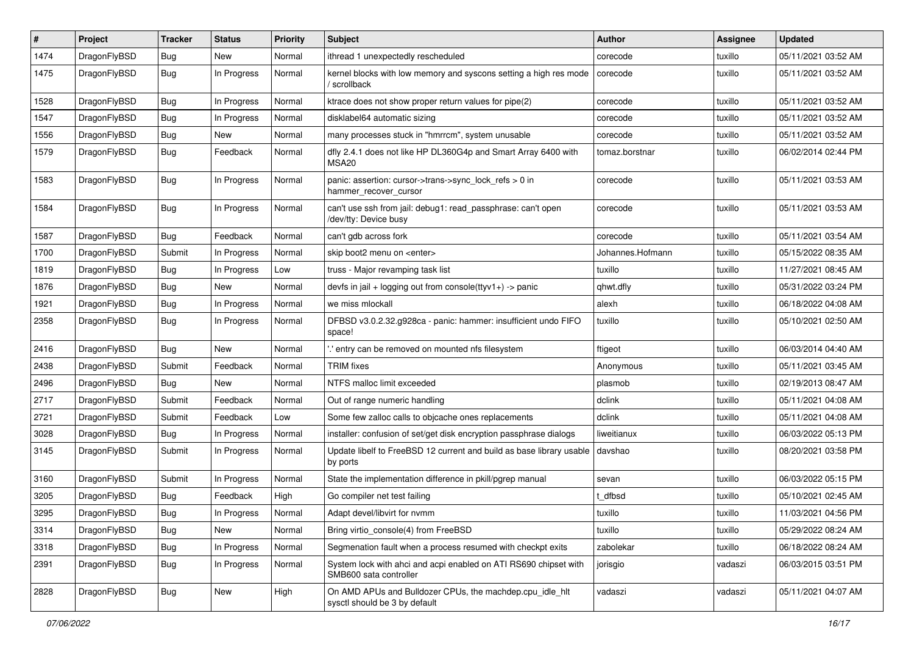| # | Project | Tracker | Status | Priority | Subject | Author | Assignee | Updated |
|---|---|---|---|---|---|---|---|---|
| 1474 | DragonFlyBSD | Bug | New | Normal | ithread 1 unexpectedly rescheduled | corecode | tuxillo | 05/11/2021 03:52 AM |
| 1475 | DragonFlyBSD | Bug | In Progress | Normal | kernel blocks with low memory and syscons setting a high res mode / scrollback | corecode | tuxillo | 05/11/2021 03:52 AM |
| 1528 | DragonFlyBSD | Bug | In Progress | Normal | ktrace does not show proper return values for pipe(2) | corecode | tuxillo | 05/11/2021 03:52 AM |
| 1547 | DragonFlyBSD | Bug | In Progress | Normal | disklabel64 automatic sizing | corecode | tuxillo | 05/11/2021 03:52 AM |
| 1556 | DragonFlyBSD | Bug | New | Normal | many processes stuck in "hmrrcm", system unusable | corecode | tuxillo | 05/11/2021 03:52 AM |
| 1579 | DragonFlyBSD | Bug | Feedback | Normal | dfly 2.4.1 does not like HP DL360G4p and Smart Array 6400 with MSA20 | tomaz.borstnar | tuxillo | 06/02/2014 02:44 PM |
| 1583 | DragonFlyBSD | Bug | In Progress | Normal | panic: assertion: cursor->trans->sync_lock_refs > 0 in hammer_recover_cursor | corecode | tuxillo | 05/11/2021 03:53 AM |
| 1584 | DragonFlyBSD | Bug | In Progress | Normal | can't use ssh from jail: debug1: read_passphrase: can't open /dev/tty: Device busy | corecode | tuxillo | 05/11/2021 03:53 AM |
| 1587 | DragonFlyBSD | Bug | Feedback | Normal | can't gdb across fork | corecode | tuxillo | 05/11/2021 03:54 AM |
| 1700 | DragonFlyBSD | Submit | In Progress | Normal | skip boot2 menu on <enter> | Johannes.Hofmann | tuxillo | 05/15/2022 08:35 AM |
| 1819 | DragonFlyBSD | Bug | In Progress | Low | truss - Major revamping task list | tuxillo | tuxillo | 11/27/2021 08:45 AM |
| 1876 | DragonFlyBSD | Bug | New | Normal | devfs in jail + logging out from console(ttyv1+) -> panic | qhwt.dfly | tuxillo | 05/31/2022 03:24 PM |
| 1921 | DragonFlyBSD | Bug | In Progress | Normal | we miss mlockall | alexh | tuxillo | 06/18/2022 04:08 AM |
| 2358 | DragonFlyBSD | Bug | In Progress | Normal | DFBSD v3.0.2.32.g928ca - panic: hammer: insufficient undo FIFO space! | tuxillo | tuxillo | 05/10/2021 02:50 AM |
| 2416 | DragonFlyBSD | Bug | New | Normal | '.' entry can be removed on mounted nfs filesystem | ftigeot | tuxillo | 06/03/2014 04:40 AM |
| 2438 | DragonFlyBSD | Submit | Feedback | Normal | TRIM fixes | Anonymous | tuxillo | 05/11/2021 03:45 AM |
| 2496 | DragonFlyBSD | Bug | New | Normal | NTFS malloc limit exceeded | plasmob | tuxillo | 02/19/2013 08:47 AM |
| 2717 | DragonFlyBSD | Submit | Feedback | Normal | Out of range numeric handling | dclink | tuxillo | 05/11/2021 04:08 AM |
| 2721 | DragonFlyBSD | Submit | Feedback | Low | Some few zalloc calls to objcache ones replacements | dclink | tuxillo | 05/11/2021 04:08 AM |
| 3028 | DragonFlyBSD | Bug | In Progress | Normal | installer: confusion of set/get disk encryption passphrase dialogs | liweitianux | tuxillo | 06/03/2022 05:13 PM |
| 3145 | DragonFlyBSD | Submit | In Progress | Normal | Update libelf to FreeBSD 12 current and build as base library usable by ports | davshao | tuxillo | 08/20/2021 03:58 PM |
| 3160 | DragonFlyBSD | Submit | In Progress | Normal | State the implementation difference in pkill/pgrep manual | sevan | tuxillo | 06/03/2022 05:15 PM |
| 3205 | DragonFlyBSD | Bug | Feedback | High | Go compiler net test failing | t_dfbsd | tuxillo | 05/10/2021 02:45 AM |
| 3295 | DragonFlyBSD | Bug | In Progress | Normal | Adapt devel/libvirt for nvmm | tuxillo | tuxillo | 11/03/2021 04:56 PM |
| 3314 | DragonFlyBSD | Bug | New | Normal | Bring virtio_console(4) from FreeBSD | tuxillo | tuxillo | 05/29/2022 08:24 AM |
| 3318 | DragonFlyBSD | Bug | In Progress | Normal | Segmenation fault when a process resumed with checkpt exits | zabolekar | tuxillo | 06/18/2022 08:24 AM |
| 2391 | DragonFlyBSD | Bug | In Progress | Normal | System lock with ahci and acpi enabled on ATI RS690 chipset with SMB600 sata controller | jorisgio | vadaszi | 06/03/2015 03:51 PM |
| 2828 | DragonFlyBSD | Bug | New | High | On AMD APUs and Bulldozer CPUs, the machdep.cpu_idle_hlt sysctl should be 3 by default | vadaszi | vadaszi | 05/11/2021 04:07 AM |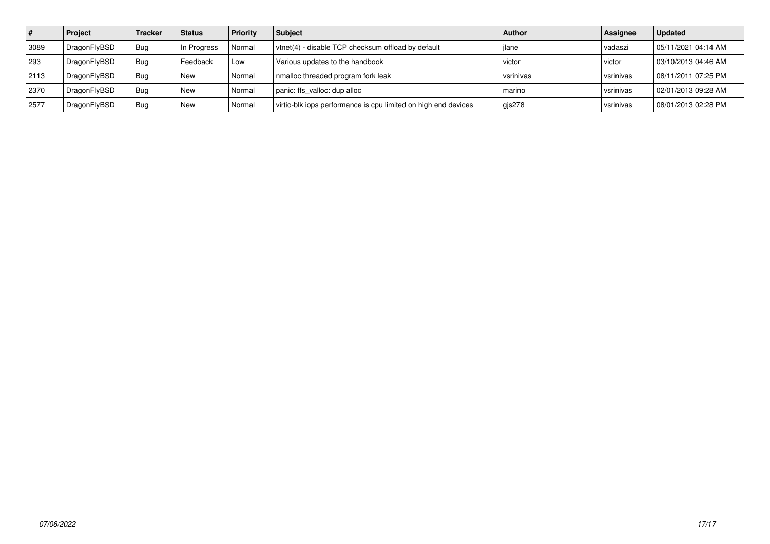| # | Project | Tracker | Status | Priority | Subject | Author | Assignee | Updated |
|---|---|---|---|---|---|---|---|---|
| 3089 | DragonFlyBSD | Bug | In Progress | Normal | vtnet(4) - disable TCP checksum offload by default | jlane | vadaszi | 05/11/2021 04:14 AM |
| 293 | DragonFlyBSD | Bug | Feedback | Low | Various updates to the handbook | victor | victor | 03/10/2013 04:46 AM |
| 2113 | DragonFlyBSD | Bug | New | Normal | nmalloc threaded program fork leak | vsrinivas | vsrinivas | 08/11/2011 07:25 PM |
| 2370 | DragonFlyBSD | Bug | New | Normal | panic: ffs_valloc: dup alloc | marino | vsrinivas | 02/01/2013 09:28 AM |
| 2577 | DragonFlyBSD | Bug | New | Normal | virtio-blk iops performance is cpu limited on high end devices | gjs278 | vsrinivas | 08/01/2013 02:28 PM |

*07/06/2022*